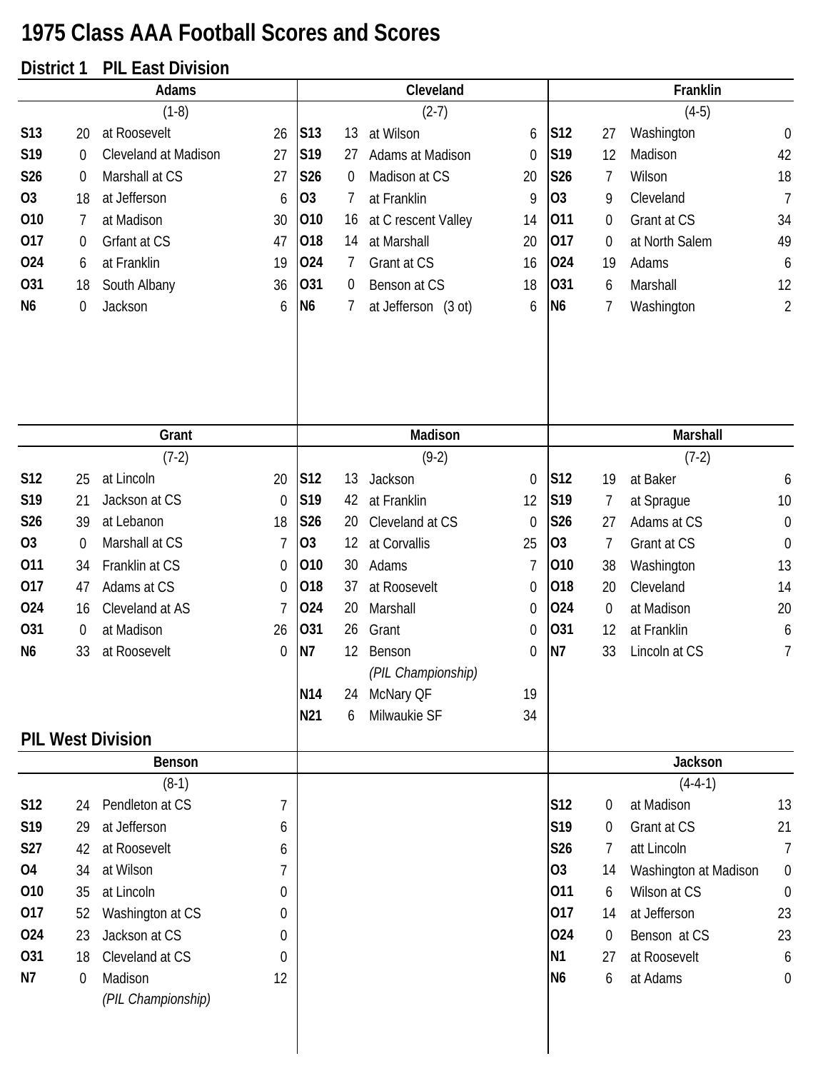# 1975 Class AAA Football Scores and Scores

## District 1 PIL East Division

### Adams

(1-8)

| Date | Score | Opponent | Opp |
|---|---|---|---|
| S13 | 20 | at Roosevelt | 26 |
| S19 | 0 | Cleveland at Madison | 27 |
| S26 | 0 | Marshall at CS | 27 |
| O3 | 18 | at Jefferson | 6 |
| O10 | 7 | at Madison | 30 |
| O17 | 0 | Grfant at CS | 47 |
| O24 | 6 | at Franklin | 19 |
| O31 | 18 | South Albany | 36 |
| N6 | 0 | Jackson | 6 |

### Cleveland

(2-7)

| Date | Score | Opponent | Opp |
|---|---|---|---|
| S13 | 13 | at Wilson | 6 |
| S19 | 27 | Adams at Madison | 0 |
| S26 | 0 | Madison at CS | 20 |
| O3 | 7 | at Franklin | 9 |
| O10 | 16 | at C rescent Valley | 14 |
| O18 | 14 | at Marshall | 20 |
| O24 | 7 | Grant at CS | 16 |
| O31 | 0 | Benson at CS | 18 |
| N6 | 7 | at Jefferson (3 ot) | 6 |

### Franklin

(4-5)

| Date | Score | Opponent | Opp |
|---|---|---|---|
| S12 | 27 | Washington | 0 |
| S19 | 12 | Madison | 42 |
| S26 | 7 | Wilson | 18 |
| O3 | 9 | Cleveland | 7 |
| O11 | 0 | Grant at CS | 34 |
| O17 | 0 | at North Salem | 49 |
| O24 | 19 | Adams | 6 |
| O31 | 6 | Marshall | 12 |
| N6 | 7 | Washington | 2 |

### Grant

(7-2)

| Date | Score | Opponent | Opp |
|---|---|---|---|
| S12 | 25 | at Lincoln | 20 |
| S19 | 21 | Jackson at CS | 0 |
| S26 | 39 | at Lebanon | 18 |
| O3 | 0 | Marshall at CS | 7 |
| O11 | 34 | Franklin at CS | 0 |
| O17 | 47 | Adams at CS | 0 |
| O24 | 16 | Cleveland at AS | 7 |
| O31 | 0 | at Madison | 26 |
| N6 | 33 | at Roosevelt | 0 |

### Madison

(9-2)

| Date | Score | Opponent | Opp |
|---|---|---|---|
| S12 | 13 | Jackson | 0 |
| S19 | 42 | at Franklin | 12 |
| S26 | 20 | Cleveland at CS | 0 |
| O3 | 12 | at Corvallis | 25 |
| O10 | 30 | Adams | 7 |
| O18 | 37 | at Roosevelt | 0 |
| O24 | 20 | Marshall | 0 |
| O31 | 26 | Grant | 0 |
| N7 | 12 | Benson | 0 |
| | | *(PIL Championship)* | |
| N14 | 24 | McNary QF | 19 |
| N21 | 6 | Milwaukie SF | 34 |

### Marshall

(7-2)

| Date | Score | Opponent | Opp |
|---|---|---|---|
| S12 | 19 | at Baker | 6 |
| S19 | 7 | at Sprague | 10 |
| S26 | 27 | Adams at CS | 0 |
| O3 | 7 | Grant at CS | 0 |
| O10 | 38 | Washington | 13 |
| O18 | 20 | Cleveland | 14 |
| O24 | 0 | at Madison | 20 |
| O31 | 12 | at Franklin | 6 |
| N7 | 33 | Lincoln at CS | 7 |

## PIL West Division

### Benson

(8-1)

| Date | Score | Opponent | Opp |
|---|---|---|---|
| S12 | 24 | Pendleton at CS | 7 |
| S19 | 29 | at Jefferson | 6 |
| S27 | 42 | at Roosevelt | 6 |
| O4 | 34 | at Wilson | 7 |
| O10 | 35 | at Lincoln | 0 |
| O17 | 52 | Washington at CS | 0 |
| O24 | 23 | Jackson at CS | 0 |
| O31 | 18 | Cleveland at CS | 0 |
| N7 | 0 | Madison | 12 |
| | | *(PIL Championship)* | |

### Jackson

(4-4-1)

| Date | Score | Opponent | Opp |
|---|---|---|---|
| S12 | 0 | at Madison | 13 |
| S19 | 0 | Grant at CS | 21 |
| S26 | 7 | att Lincoln | 7 |
| O3 | 14 | Washington at Madison | 0 |
| O11 | 6 | Wilson at CS | 0 |
| O17 | 14 | at Jefferson | 23 |
| O24 | 0 | Benson at CS | 23 |
| N1 | 27 | at Roosevelt | 6 |
| N6 | 6 | at Adams | 0 |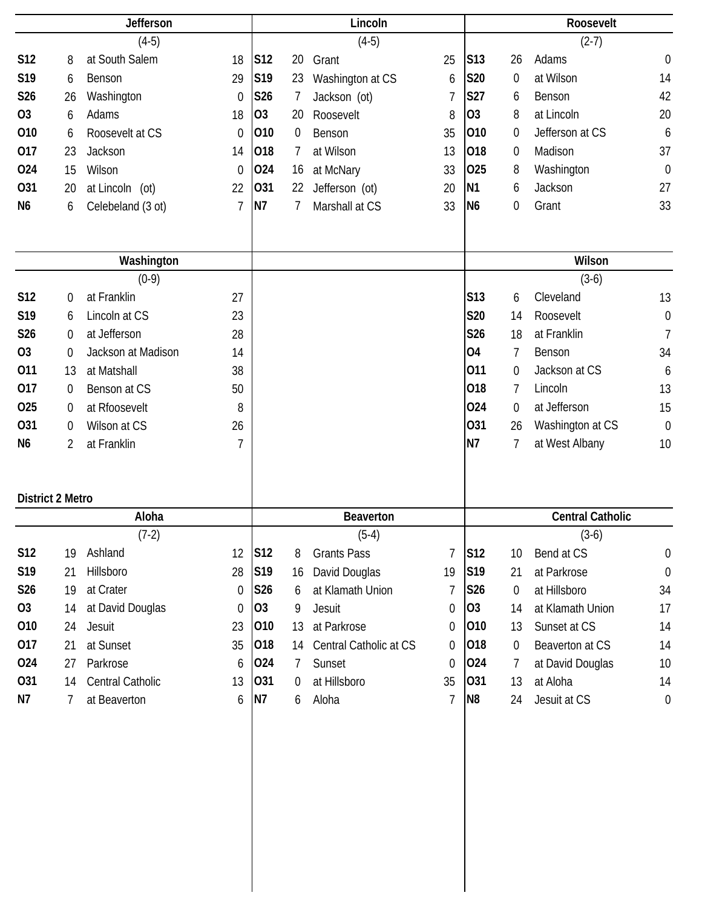## Jefferson

(4-5)

| Date | Score | Opponent | Score |
|---|---|---|---|
| S12 | 8 | at South Salem | 18 |
| S19 | 6 | Benson | 29 |
| S26 | 26 | Washington | 0 |
| O3 | 6 | Adams | 18 |
| O10 | 6 | Roosevelt at CS | 0 |
| O17 | 23 | Jackson | 14 |
| O24 | 15 | Wilson | 0 |
| O31 | 20 | at Lincoln (ot) | 22 |
| N6 | 6 | Celebeland (3 ot) | 7 |

## Lincoln

(4-5)

| Date | Score | Opponent | Score |
|---|---|---|---|
| S12 | 20 | Grant | 25 |
| S19 | 23 | Washington at CS | 6 |
| S26 | 7 | Jackson (ot) | 7 |
| O3 | 20 | Roosevelt | 8 |
| O10 | 0 | Benson | 35 |
| O18 | 7 | at Wilson | 13 |
| O24 | 16 | at McNary | 33 |
| O31 | 22 | Jefferson (ot) | 20 |
| N7 | 7 | Marshall at CS | 33 |

## Roosevelt

(2-7)

| Date | Score | Opponent | Score |
|---|---|---|---|
| S13 | 26 | Adams | 0 |
| S20 | 0 | at Wilson | 14 |
| S27 | 6 | Benson | 42 |
| O3 | 8 | at Lincoln | 20 |
| O10 | 0 | Jefferson at CS | 6 |
| O18 | 0 | Madison | 37 |
| O25 | 8 | Washington | 0 |
| N1 | 6 | Jackson | 27 |
| N6 | 0 | Grant | 33 |

## Washington

(0-9)

| Date | Score | Opponent | Score |
|---|---|---|---|
| S12 | 0 | at Franklin | 27 |
| S19 | 6 | Lincoln at CS | 23 |
| S26 | 0 | at Jefferson | 28 |
| O3 | 0 | Jackson at Madison | 14 |
| O11 | 13 | at Matshall | 38 |
| O17 | 0 | Benson at CS | 50 |
| O25 | 0 | at Rfoosevelt | 8 |
| O31 | 0 | Wilson at CS | 26 |
| N6 | 2 | at Franklin | 7 |

## Wilson

(3-6)

| Date | Score | Opponent | Score |
|---|---|---|---|
| S13 | 6 | Cleveland | 13 |
| S20 | 14 | Roosevelt | 0 |
| S26 | 18 | at Franklin | 7 |
| O4 | 7 | Benson | 34 |
| O11 | 0 | Jackson at CS | 6 |
| O18 | 7 | Lincoln | 13 |
| O24 | 0 | at Jefferson | 15 |
| O31 | 26 | Washington at CS | 0 |
| N7 | 7 | at West Albany | 10 |

# District 2 Metro

## Aloha

(7-2)

| Date | Score | Opponent | Score |
|---|---|---|---|
| S12 | 19 | Ashland | 12 |
| S19 | 21 | Hillsboro | 28 |
| S26 | 19 | at Crater | 0 |
| O3 | 14 | at David Douglas | 0 |
| O10 | 24 | Jesuit | 23 |
| O17 | 21 | at Sunset | 35 |
| O24 | 27 | Parkrose | 6 |
| O31 | 14 | Central Catholic | 13 |
| N7 | 7 | at Beaverton | 6 |

## Beaverton

(5-4)

| Date | Score | Opponent | Score |
|---|---|---|---|
| S12 | 8 | Grants Pass | 7 |
| S19 | 16 | David Douglas | 19 |
| S26 | 6 | at Klamath Union | 7 |
| O3 | 9 | Jesuit | 0 |
| O10 | 13 | at Parkrose | 0 |
| O18 | 14 | Central Catholic at CS | 0 |
| O24 | 7 | Sunset | 0 |
| O31 | 0 | at Hillsboro | 35 |
| N7 | 6 | Aloha | 7 |

## Central Catholic

(3-6)

| Date | Score | Opponent | Score |
|---|---|---|---|
| S12 | 10 | Bend at CS | 0 |
| S19 | 21 | at Parkrose | 0 |
| S26 | 0 | at Hillsboro | 34 |
| O3 | 14 | at Klamath Union | 17 |
| O10 | 13 | Sunset at CS | 14 |
| O18 | 0 | Beaverton at CS | 14 |
| O24 | 7 | at David Douglas | 10 |
| O31 | 13 | at Aloha | 14 |
| N8 | 24 | Jesuit at CS | 0 |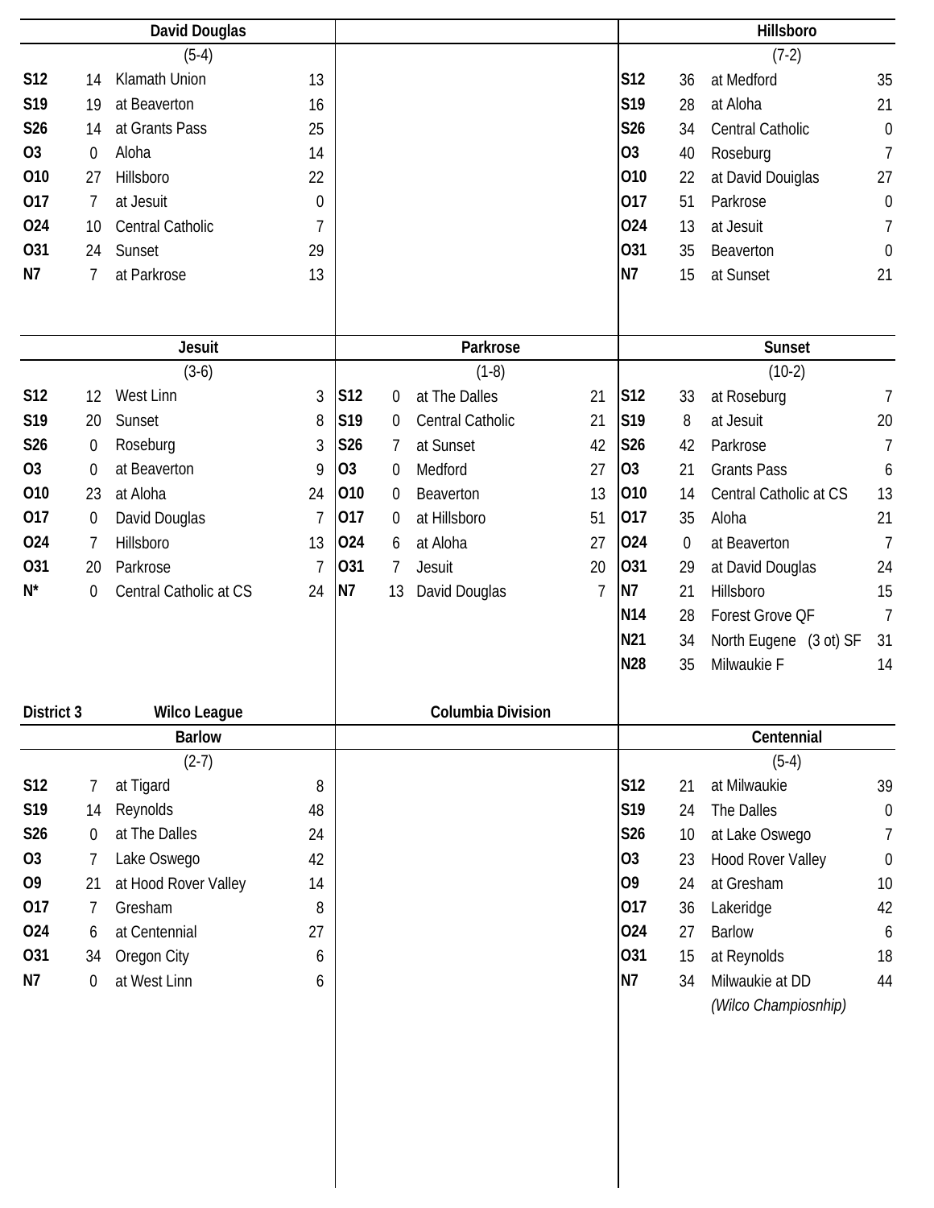### David Douglas

(5-4)

| Date | Score | Opponent | Opp |
|---|---|---|---|
| S12 | 14 | Klamath Union | 13 |
| S19 | 19 | at Beaverton | 16 |
| S26 | 14 | at Grants Pass | 25 |
| O3 | 0 | Aloha | 14 |
| O10 | 27 | Hillsboro | 22 |
| O17 | 7 | at Jesuit | 0 |
| O24 | 10 | Central Catholic | 7 |
| O31 | 24 | Sunset | 29 |
| N7 | 7 | at Parkrose | 13 |

### Hillsboro

(7-2)

| Date | Score | Opponent | Opp |
|---|---|---|---|
| S12 | 36 | at Medford | 35 |
| S19 | 28 | at Aloha | 21 |
| S26 | 34 | Central Catholic | 0 |
| O3 | 40 | Roseburg | 7 |
| O10 | 22 | at David Douiglas | 27 |
| O17 | 51 | Parkrose | 0 |
| O24 | 13 | at Jesuit | 7 |
| O31 | 35 | Beaverton | 0 |
| N7 | 15 | at Sunset | 21 |

### Jesuit

(3-6)

| Date | Score | Opponent | Opp |
|---|---|---|---|
| S12 | 12 | West Linn | 3 |
| S19 | 20 | Sunset | 8 |
| S26 | 0 | Roseburg | 3 |
| O3 | 0 | at Beaverton | 9 |
| O10 | 23 | at Aloha | 24 |
| O17 | 0 | David Douglas | 7 |
| O24 | 7 | Hillsboro | 13 |
| O31 | 20 | Parkrose | 7 |
| N* | 0 | Central Catholic at CS | 24 |

### Parkrose

(1-8)

| Date | Score | Opponent | Opp |
|---|---|---|---|
| S12 | 0 | at The Dalles | 21 |
| S19 | 0 | Central Catholic | 21 |
| S26 | 7 | at Sunset | 42 |
| O3 | 0 | Medford | 27 |
| O10 | 0 | Beaverton | 13 |
| O17 | 0 | at Hillsboro | 51 |
| O24 | 6 | at Aloha | 27 |
| O31 | 7 | Jesuit | 20 |
| N7 | 13 | David Douglas | 7 |

### Sunset

(10-2)

| Date | Score | Opponent | Opp |
|---|---|---|---|
| S12 | 33 | at Roseburg | 7 |
| S19 | 8 | at Jesuit | 20 |
| S26 | 42 | Parkrose | 7 |
| O3 | 21 | Grants Pass | 6 |
| O10 | 14 | Central Catholic at CS | 13 |
| O17 | 35 | Aloha | 21 |
| O24 | 0 | at Beaverton | 7 |
| O31 | 29 | at David Douglas | 24 |
| N7 | 21 | Hillsboro | 15 |
| N14 | 28 | Forest Grove QF | 7 |
| N21 | 34 | North Eugene (3 ot) SF | 31 |
| N28 | 35 | Milwaukie F | 14 |

## District 3 — Wilco League — Columbia Division

### Barlow

(2-7)

| Date | Score | Opponent | Opp |
|---|---|---|---|
| S12 | 7 | at Tigard | 8 |
| S19 | 14 | Reynolds | 48 |
| S26 | 0 | at The Dalles | 24 |
| O3 | 7 | Lake Oswego | 42 |
| O9 | 21 | at Hood Rover Valley | 14 |
| O17 | 7 | Gresham | 8 |
| O24 | 6 | at Centennial | 27 |
| O31 | 34 | Oregon City | 6 |
| N7 | 0 | at West Linn | 6 |

### Centennial

(5-4)

| Date | Score | Opponent | Opp |
|---|---|---|---|
| S12 | 21 | at Milwaukie | 39 |
| S19 | 24 | The Dalles | 0 |
| S26 | 10 | at Lake Oswego | 7 |
| O3 | 23 | Hood Rover Valley | 0 |
| O9 | 24 | at Gresham | 10 |
| O17 | 36 | Lakeridge | 42 |
| O24 | 27 | Barlow | 6 |
| O31 | 15 | at Reynolds | 18 |
| N7 | 34 | Milwaukie at DD *(Wilco Champiosnhip)* | 44 |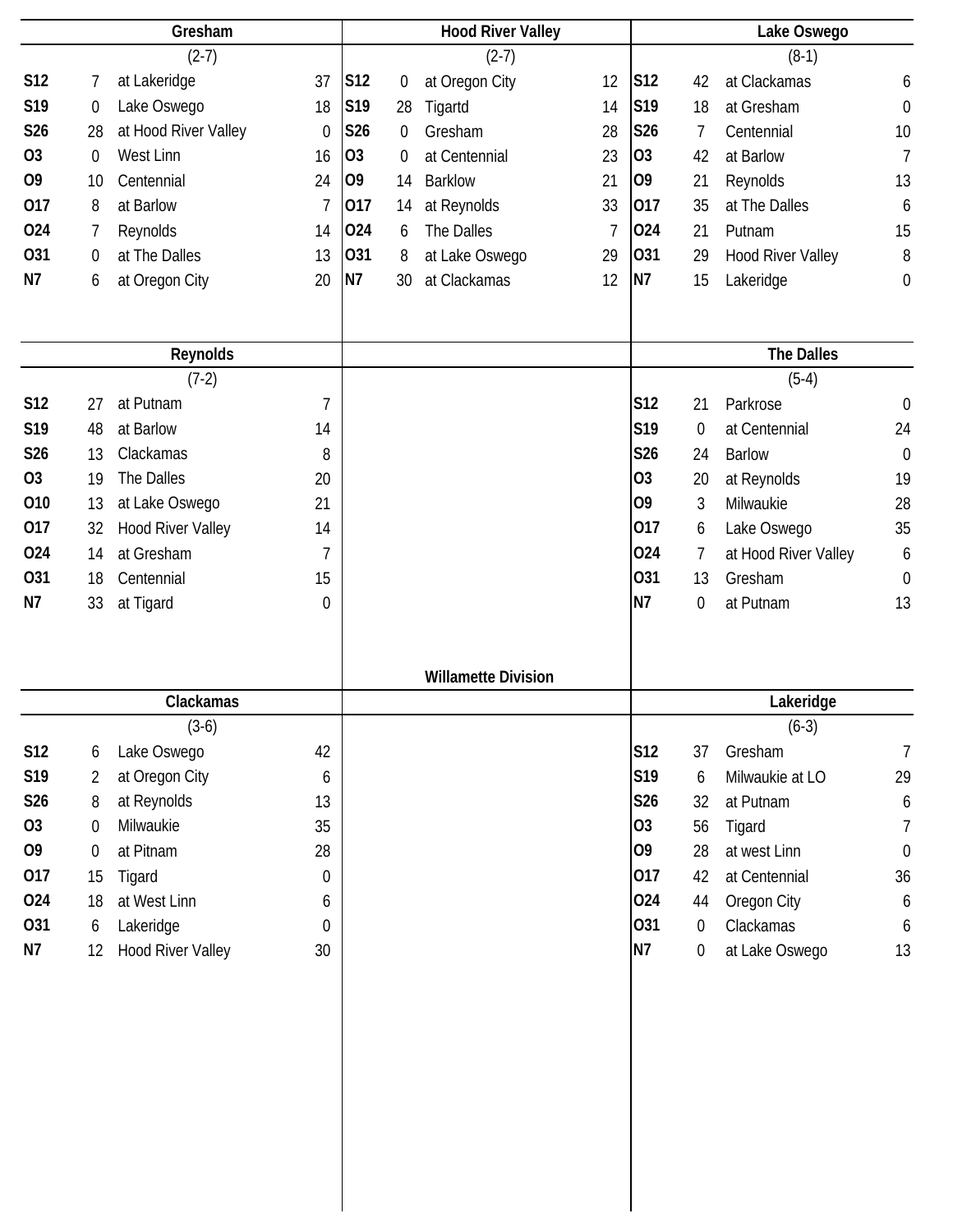## Willamette Division

### Gresham

(2-7)

| Date | Score | Opponent | Opp Score |
|---|---|---|---|
| S12 | 7 | at Lakeridge | 37 |
| S19 | 0 | Lake Oswego | 18 |
| S26 | 28 | at Hood River Valley | 0 |
| O3 | 0 | West Linn | 16 |
| O9 | 10 | Centennial | 24 |
| O17 | 8 | at Barlow | 7 |
| O24 | 7 | Reynolds | 14 |
| O31 | 0 | at The Dalles | 13 |
| N7 | 6 | at Oregon City | 20 |

### Hood River Valley

(2-7)

| Date | Score | Opponent | Opp Score |
|---|---|---|---|
| S12 | 0 | at Oregon City | 12 |
| S19 | 28 | Tigartd | 14 |
| S26 | 0 | Gresham | 28 |
| O3 | 0 | at Centennial | 23 |
| O9 | 14 | Barklow | 21 |
| O17 | 14 | at Reynolds | 33 |
| O24 | 6 | The Dalles | 7 |
| O31 | 8 | at Lake Oswego | 29 |
| N7 | 30 | at Clackamas | 12 |

### Lake Oswego

(8-1)

| Date | Score | Opponent | Opp Score |
|---|---|---|---|
| S12 | 42 | at Clackamas | 6 |
| S19 | 18 | at Gresham | 0 |
| S26 | 7 | Centennial | 10 |
| O3 | 42 | at Barlow | 7 |
| O9 | 21 | Reynolds | 13 |
| O17 | 35 | at The Dalles | 6 |
| O24 | 21 | Putnam | 15 |
| O31 | 29 | Hood River Valley | 8 |
| N7 | 15 | Lakeridge | 0 |

### Reynolds

(7-2)

| Date | Score | Opponent | Opp Score |
|---|---|---|---|
| S12 | 27 | at Putnam | 7 |
| S19 | 48 | at Barlow | 14 |
| S26 | 13 | Clackamas | 8 |
| O3 | 19 | The Dalles | 20 |
| O10 | 13 | at Lake Oswego | 21 |
| O17 | 32 | Hood River Valley | 14 |
| O24 | 14 | at Gresham | 7 |
| O31 | 18 | Centennial | 15 |
| N7 | 33 | at Tigard | 0 |

### The Dalles

(5-4)

| Date | Score | Opponent | Opp Score |
|---|---|---|---|
| S12 | 21 | Parkrose | 0 |
| S19 | 0 | at Centennial | 24 |
| S26 | 24 | Barlow | 0 |
| O3 | 20 | at Reynolds | 19 |
| O9 | 3 | Milwaukie | 28 |
| O17 | 6 | Lake Oswego | 35 |
| O24 | 7 | at Hood River Valley | 6 |
| O31 | 13 | Gresham | 0 |
| N7 | 0 | at Putnam | 13 |

### Clackamas

(3-6)

| Date | Score | Opponent | Opp Score |
|---|---|---|---|
| S12 | 6 | Lake Oswego | 42 |
| S19 | 2 | at Oregon City | 6 |
| S26 | 8 | at Reynolds | 13 |
| O3 | 0 | Milwaukie | 35 |
| O9 | 0 | at Pitnam | 28 |
| O17 | 15 | Tigard | 0 |
| O24 | 18 | at West Linn | 6 |
| O31 | 6 | Lakeridge | 0 |
| N7 | 12 | Hood River Valley | 30 |

### Lakeridge

(6-3)

| Date | Score | Opponent | Opp Score |
|---|---|---|---|
| S12 | 37 | Gresham | 7 |
| S19 | 6 | Milwaukie at LO | 29 |
| S26 | 32 | at Putnam | 6 |
| O3 | 56 | Tigard | 7 |
| O9 | 28 | at west Linn | 0 |
| O17 | 42 | at Centennial | 36 |
| O24 | 44 | Oregon City | 6 |
| O31 | 0 | Clackamas | 6 |
| N7 | 0 | at Lake Oswego | 13 |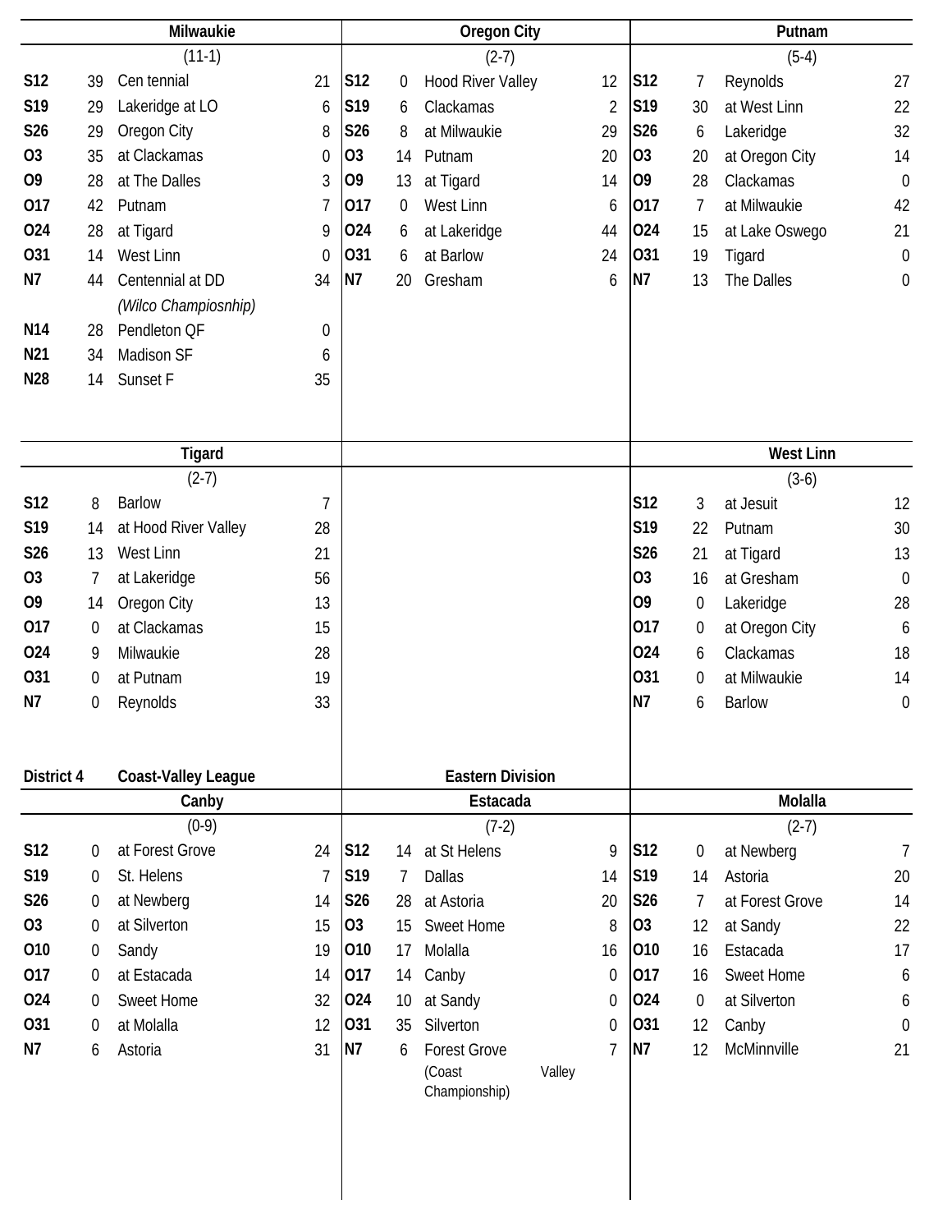## Milwaukie

(11-1)

| Date | Score | Opponent | Opp |
|---|---|---|---|
| S12 | 39 | Cen tennial | 21 |
| S19 | 29 | Lakeridge at LO | 6 |
| S26 | 29 | Oregon City | 8 |
| O3 | 35 | at Clackamas | 0 |
| O9 | 28 | at The Dalles | 3 |
| O17 | 42 | Putnam | 7 |
| O24 | 28 | at Tigard | 9 |
| O31 | 14 | West Linn | 0 |
| N7 | 44 | Centennial at DD *(Wilco Champiosnhip)* | 34 |
| N14 | 28 | Pendleton QF | 0 |
| N21 | 34 | Madison SF | 6 |
| N28 | 14 | Sunset F | 35 |

## Oregon City

(2-7)

| Date | Score | Opponent | Opp |
|---|---|---|---|
| S12 | 0 | Hood River Valley | 12 |
| S19 | 6 | Clackamas | 2 |
| S26 | 8 | at Milwaukie | 29 |
| O3 | 14 | Putnam | 20 |
| O9 | 13 | at Tigard | 14 |
| O17 | 0 | West Linn | 6 |
| O24 | 6 | at Lakeridge | 44 |
| O31 | 6 | at Barlow | 24 |
| N7 | 20 | Gresham | 6 |

## Putnam

(5-4)

| Date | Score | Opponent | Opp |
|---|---|---|---|
| S12 | 7 | Reynolds | 27 |
| S19 | 30 | at West Linn | 22 |
| S26 | 6 | Lakeridge | 32 |
| O3 | 20 | at Oregon City | 14 |
| O9 | 28 | Clackamas | 0 |
| O17 | 7 | at Milwaukie | 42 |
| O24 | 15 | at Lake Oswego | 21 |
| O31 | 19 | Tigard | 0 |
| N7 | 13 | The Dalles | 0 |

## Tigard

(2-7)

| Date | Score | Opponent | Opp |
|---|---|---|---|
| S12 | 8 | Barlow | 7 |
| S19 | 14 | at Hood River Valley | 28 |
| S26 | 13 | West Linn | 21 |
| O3 | 7 | at Lakeridge | 56 |
| O9 | 14 | Oregon City | 13 |
| O17 | 0 | at Clackamas | 15 |
| O24 | 9 | Milwaukie | 28 |
| O31 | 0 | at Putnam | 19 |
| N7 | 0 | Reynolds | 33 |

## West Linn

(3-6)

| Date | Score | Opponent | Opp |
|---|---|---|---|
| S12 | 3 | at Jesuit | 12 |
| S19 | 22 | Putnam | 30 |
| S26 | 21 | at Tigard | 13 |
| O3 | 16 | at Gresham | 0 |
| O9 | 0 | Lakeridge | 28 |
| O17 | 0 | at Oregon City | 6 |
| O24 | 6 | Clackamas | 18 |
| O31 | 0 | at Milwaukie | 14 |
| N7 | 6 | Barlow | 0 |

# District 4 Coast-Valley League

## Eastern Division

## Canby

(0-9)

| Date | Score | Opponent | Opp |
|---|---|---|---|
| S12 | 0 | at Forest Grove | 24 |
| S19 | 0 | St. Helens | 7 |
| S26 | 0 | at Newberg | 14 |
| O3 | 0 | at Silverton | 15 |
| O10 | 0 | Sandy | 19 |
| O17 | 0 | at Estacada | 14 |
| O24 | 0 | Sweet Home | 32 |
| O31 | 0 | at Molalla | 12 |
| N7 | 6 | Astoria | 31 |

## Estacada

(7-2)

| Date | Score | Opponent | Opp |
|---|---|---|---|
| S12 | 14 | at St Helens | 9 |
| S19 | 7 | Dallas | 14 |
| S26 | 28 | at Astoria | 20 |
| O3 | 15 | Sweet Home | 8 |
| O10 | 17 | Molalla | 16 |
| O17 | 14 | Canby | 0 |
| O24 | 10 | at Sandy | 0 |
| O31 | 35 | Silverton | 0 |
| N7 | 6 | Forest Grove (Coast Valley Championship) | 7 |

## Molalla

(2-7)

| Date | Score | Opponent | Opp |
|---|---|---|---|
| S12 | 0 | at Newberg | 7 |
| S19 | 14 | Astoria | 20 |
| S26 | 7 | at Forest Grove | 14 |
| O3 | 12 | at Sandy | 22 |
| O10 | 16 | Estacada | 17 |
| O17 | 16 | Sweet Home | 6 |
| O24 | 0 | at Silverton | 6 |
| O31 | 12 | Canby | 0 |
| N7 | 12 | McMinnville | 21 |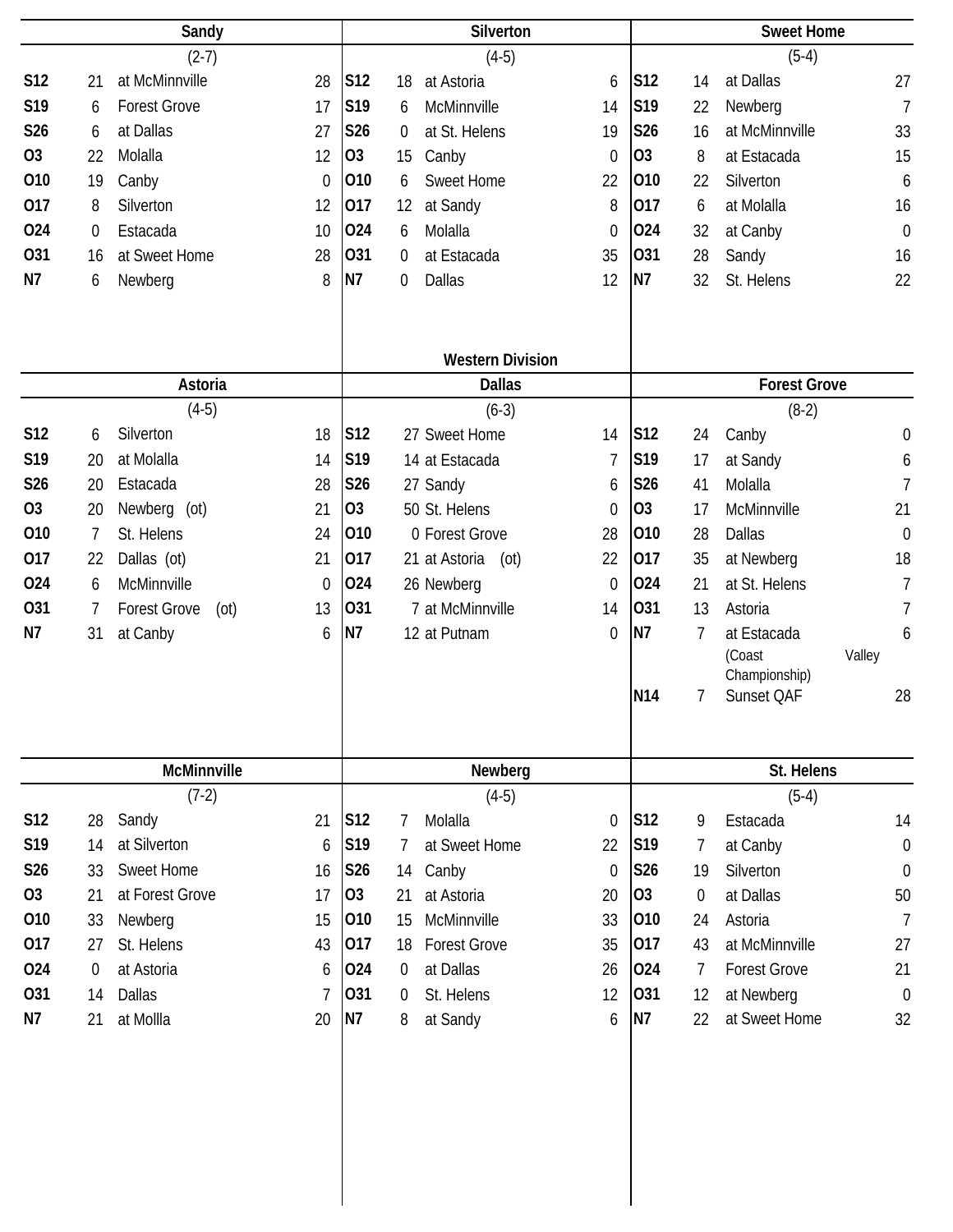### Sandy

(2-7)

| Date | Score | Opponent | Opp Score |
|---|---|---|---|
| S12 | 21 | at McMinnville | 28 |
| S19 | 6 | Forest Grove | 17 |
| S26 | 6 | at Dallas | 27 |
| O3 | 22 | Molalla | 12 |
| O10 | 19 | Canby | 0 |
| O17 | 8 | Silverton | 12 |
| O24 | 0 | Estacada | 10 |
| O31 | 16 | at Sweet Home | 28 |
| N7 | 6 | Newberg | 8 |

### Silverton

(4-5)

| Date | Score | Opponent | Opp Score |
|---|---|---|---|
| S12 | 18 | at Astoria | 6 |
| S19 | 6 | McMinnville | 14 |
| S26 | 0 | at St. Helens | 19 |
| O3 | 15 | Canby | 0 |
| O10 | 6 | Sweet Home | 22 |
| O17 | 12 | at Sandy | 8 |
| O24 | 6 | Molalla | 0 |
| O31 | 0 | at Estacada | 35 |
| N7 | 0 | Dallas | 12 |

### Sweet Home

(5-4)

| Date | Score | Opponent | Opp Score |
|---|---|---|---|
| S12 | 14 | at Dallas | 27 |
| S19 | 22 | Newberg | 7 |
| S26 | 16 | at McMinnville | 33 |
| O3 | 8 | at Estacada | 15 |
| O10 | 22 | Silverton | 6 |
| O17 | 6 | at Molalla | 16 |
| O24 | 32 | at Canby | 0 |
| O31 | 28 | Sandy | 16 |
| N7 | 32 | St. Helens | 22 |

## Western Division

### Astoria

(4-5)

| Date | Score | Opponent | Opp Score |
|---|---|---|---|
| S12 | 6 | Silverton | 18 |
| S19 | 20 | at Molalla | 14 |
| S26 | 20 | Estacada | 28 |
| O3 | 20 | Newberg (ot) | 21 |
| O10 | 7 | St. Helens | 24 |
| O17 | 22 | Dallas (ot) | 21 |
| O24 | 6 | McMinnville | 0 |
| O31 | 7 | Forest Grove (ot) | 13 |
| N7 | 31 | at Canby | 6 |

### Dallas

(6-3)

| Date | Score | Opponent | Opp Score |
|---|---|---|---|
| S12 | 27 | Sweet Home | 14 |
| S19 | 14 | at Estacada | 7 |
| S26 | 27 | Sandy | 6 |
| O3 | 50 | St. Helens | 0 |
| O10 | 0 | Forest Grove | 28 |
| O17 | 21 | at Astoria (ot) | 22 |
| O24 | 26 | Newberg | 0 |
| O31 | 7 | at McMinnville | 14 |
| N7 | 12 | at Putnam | 0 |

### Forest Grove

(8-2)

| Date | Score | Opponent | Opp Score |
|---|---|---|---|
| S12 | 24 | Canby | 0 |
| S19 | 17 | at Sandy | 6 |
| S26 | 41 | Molalla | 7 |
| O3 | 17 | McMinnville | 21 |
| O10 | 28 | Dallas | 0 |
| O17 | 35 | at Newberg | 18 |
| O24 | 21 | at St. Helens | 7 |
| O31 | 13 | Astoria | 7 |
| N7 | 7 | at Estacada (Coast Valley Championship) | 6 |
| N14 | 7 | Sunset QAF | 28 |

### McMinnville

(7-2)

| Date | Score | Opponent | Opp Score |
|---|---|---|---|
| S12 | 28 | Sandy | 21 |
| S19 | 14 | at Silverton | 6 |
| S26 | 33 | Sweet Home | 16 |
| O3 | 21 | at Forest Grove | 17 |
| O10 | 33 | Newberg | 15 |
| O17 | 27 | St. Helens | 43 |
| O24 | 0 | at Astoria | 6 |
| O31 | 14 | Dallas | 7 |
| N7 | 21 | at Mollla | 20 |

### Newberg

(4-5)

| Date | Score | Opponent | Opp Score |
|---|---|---|---|
| S12 | 7 | Molalla | 0 |
| S19 | 7 | at Sweet Home | 22 |
| S26 | 14 | Canby | 0 |
| O3 | 21 | at Astoria | 20 |
| O10 | 15 | McMinnville | 33 |
| O17 | 18 | Forest Grove | 35 |
| O24 | 0 | at Dallas | 26 |
| O31 | 0 | St. Helens | 12 |
| N7 | 8 | at Sandy | 6 |

### St. Helens

(5-4)

| Date | Score | Opponent | Opp Score |
|---|---|---|---|
| S12 | 9 | Estacada | 14 |
| S19 | 7 | at Canby | 0 |
| S26 | 19 | Silverton | 0 |
| O3 | 0 | at Dallas | 50 |
| O10 | 24 | Astoria | 7 |
| O17 | 43 | at McMinnville | 27 |
| O24 | 7 | Forest Grove | 21 |
| O31 | 12 | at Newberg | 0 |
| N7 | 22 | at Sweet Home | 32 |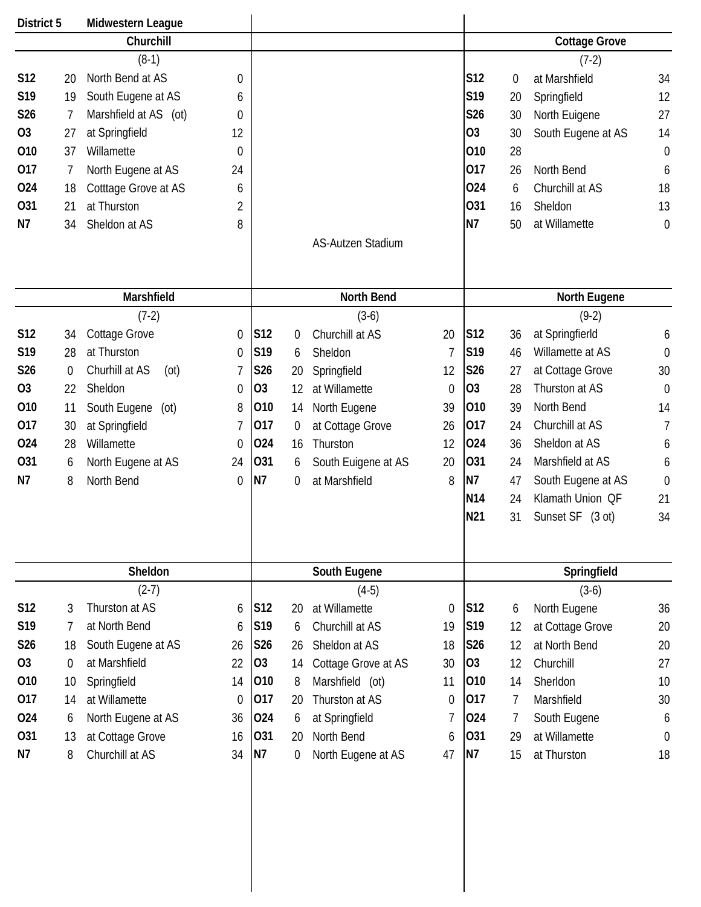**District 5** **Midwestern League**

AS-Autzen Stadium

### Churchill

(8-1)

| Date | Score | Opponent | Opp |
|---|---|---|---|
| S12 | 20 | North Bend at AS | 0 |
| S19 | 19 | South Eugene at AS | 6 |
| S26 | 7 | Marshfield at AS (ot) | 0 |
| O3 | 27 | at Springfield | 12 |
| O10 | 37 | Willamette | 0 |
| O17 | 7 | North Eugene at AS | 24 |
| O24 | 18 | Cotttage Grove at AS | 6 |
| O31 | 21 | at Thurston | 2 |
| N7 | 34 | Sheldon at AS | 8 |

### Cottage Grove

(7-2)

| Date | Score | Opponent | Opp |
|---|---|---|---|
| S12 | 0 | at Marshfield | 34 |
| S19 | 20 | Springfield | 12 |
| S26 | 30 | North Euigene | 27 |
| O3 | 30 | South Eugene at AS | 14 |
| O10 | 28 | | 0 |
| O17 | 26 | North Bend | 6 |
| O24 | 6 | Churchill at AS | 18 |
| O31 | 16 | Sheldon | 13 |
| N7 | 50 | at Willamette | 0 |

### Marshfield

(7-2)

| Date | Score | Opponent | Opp |
|---|---|---|---|
| S12 | 34 | Cottage Grove | 0 |
| S19 | 28 | at Thurston | 0 |
| S26 | 0 | Churhill at AS (ot) | 7 |
| O3 | 22 | Sheldon | 0 |
| O10 | 11 | South Eugene (ot) | 8 |
| O17 | 30 | at Springfield | 7 |
| O24 | 28 | Willamette | 0 |
| O31 | 6 | North Eugene at AS | 24 |
| N7 | 8 | North Bend | 0 |

### North Bend

(3-6)

| Date | Score | Opponent | Opp |
|---|---|---|---|
| S12 | 0 | Churchill at AS | 20 |
| S19 | 6 | Sheldon | 7 |
| S26 | 20 | Springfield | 12 |
| O3 | 12 | at Willamette | 0 |
| O10 | 14 | North Eugene | 39 |
| O17 | 0 | at Cottage Grove | 26 |
| O24 | 16 | Thurston | 12 |
| O31 | 6 | South Euigene at AS | 20 |
| N7 | 0 | at Marshfield | 8 |

### North Eugene

(9-2)

| Date | Score | Opponent | Opp |
|---|---|---|---|
| S12 | 36 | at Springfierld | 6 |
| S19 | 46 | Willamette at AS | 0 |
| S26 | 27 | at Cottage Grove | 30 |
| O3 | 28 | Thurston at AS | 0 |
| O10 | 39 | North Bend | 14 |
| O17 | 24 | Churchill at AS | 7 |
| O24 | 36 | Sheldon at AS | 6 |
| O31 | 24 | Marshfield at AS | 6 |
| N7 | 47 | South Eugene at AS | 0 |
| N14 | 24 | Klamath Union QF | 21 |
| N21 | 31 | Sunset SF (3 ot) | 34 |

### Sheldon

(2-7)

| Date | Score | Opponent | Opp |
|---|---|---|---|
| S12 | 3 | Thurston at AS | 6 |
| S19 | 7 | at North Bend | 6 |
| S26 | 18 | South Eugene at AS | 26 |
| O3 | 0 | at Marshfield | 22 |
| O10 | 10 | Springfield | 14 |
| O17 | 14 | at Willamette | 0 |
| O24 | 6 | North Eugene at AS | 36 |
| O31 | 13 | at Cottage Grove | 16 |
| N7 | 8 | Churchill at AS | 34 |

### South Eugene

(4-5)

| Date | Score | Opponent | Opp |
|---|---|---|---|
| S12 | 20 | at Willamette | 0 |
| S19 | 6 | Churchill at AS | 19 |
| S26 | 26 | Sheldon at AS | 18 |
| O3 | 14 | Cottage Grove at AS | 30 |
| O10 | 8 | Marshfield (ot) | 11 |
| O17 | 20 | Thurston at AS | 0 |
| O24 | 6 | at Springfield | 7 |
| O31 | 20 | North Bend | 6 |
| N7 | 0 | North Eugene at AS | 47 |

### Springfield

(3-6)

| Date | Score | Opponent | Opp |
|---|---|---|---|
| S12 | 6 | North Eugene | 36 |
| S19 | 12 | at Cottage Grove | 20 |
| S26 | 12 | at North Bend | 20 |
| O3 | 12 | Churchill | 27 |
| O10 | 14 | Sherldon | 10 |
| O17 | 7 | Marshfield | 30 |
| O24 | 7 | South Eugene | 6 |
| O31 | 29 | at Willamette | 0 |
| N7 | 15 | at Thurston | 18 |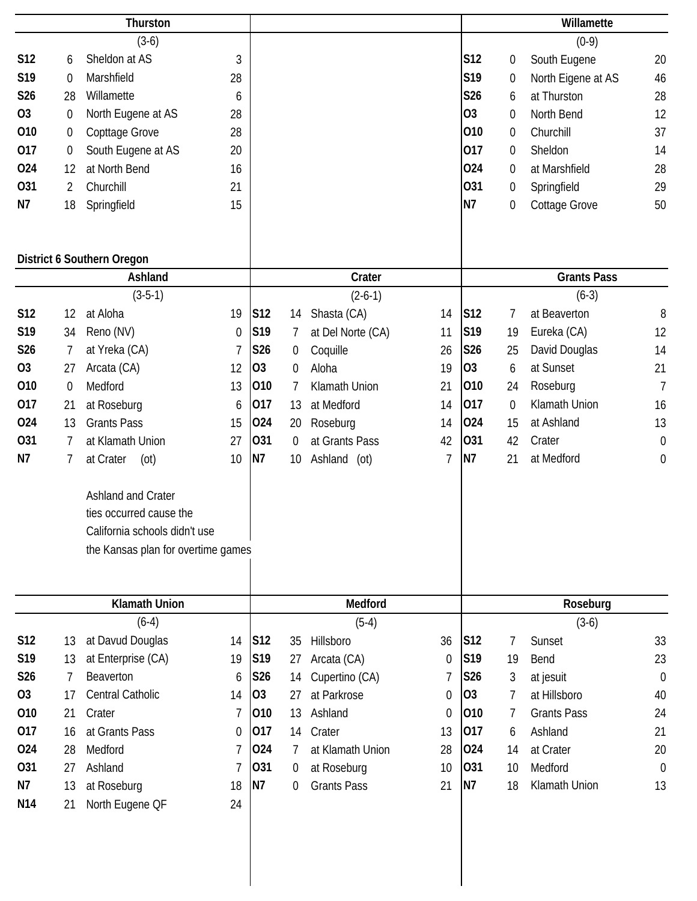| Thurston | | | |
|---|---|---|---|
| | | (3-6) | |
| S12 | 6 | Sheldon at AS | 3 |
| S19 | 0 | Marshfield | 28 |
| S26 | 28 | Willamette | 6 |
| O3 | 0 | North Eugene at AS | 28 |
| O10 | 0 | Copttage Grove | 28 |
| O17 | 0 | South Eugene at AS | 20 |
| O24 | 12 | at North Bend | 16 |
| O31 | 2 | Churchill | 21 |
| N7 | 18 | Springfield | 15 |

| Willamette | | | |
|---|---|---|---|
| | | (0-9) | |
| S12 | 0 | South Eugene | 20 |
| S19 | 0 | North Eigene at AS | 46 |
| S26 | 6 | at Thurston | 28 |
| O3 | 0 | North Bend | 12 |
| O10 | 0 | Churchill | 37 |
| O17 | 0 | Sheldon | 14 |
| O24 | 0 | at Marshfield | 28 |
| O31 | 0 | Springfield | 29 |
| N7 | 0 | Cottage Grove | 50 |

**District 6 Southern Oregon**

| Ashland | | | |
|---|---|---|---|
| | | (3-5-1) | |
| S12 | 12 | at Aloha | 19 |
| S19 | 34 | Reno (NV) | 0 |
| S26 | 7 | at Yreka (CA) | 7 |
| O3 | 27 | Arcata (CA) | 12 |
| O10 | 0 | Medford | 13 |
| O17 | 21 | at Roseburg | 6 |
| O24 | 13 | Grants Pass | 15 |
| O31 | 7 | at Klamath Union | 27 |
| N7 | 7 | at Crater (ot) | 10 |

Ashland and Crater ties occurred cause the California schools didn't use the Kansas plan for overtime games

| Crater | | | |
|---|---|---|---|
| | | (2-6-1) | |
| S12 | 14 | Shasta (CA) | 14 |
| S19 | 7 | at Del Norte (CA) | 11 |
| S26 | 0 | Coquille | 26 |
| O3 | 0 | Aloha | 19 |
| O10 | 7 | Klamath Union | 21 |
| O17 | 13 | at Medford | 14 |
| O24 | 20 | Roseburg | 14 |
| O31 | 0 | at Grants Pass | 42 |
| N7 | 10 | Ashland (ot) | 7 |

| Grants Pass | | | |
|---|---|---|---|
| | | (6-3) | |
| S12 | 7 | at Beaverton | 8 |
| S19 | 19 | Eureka (CA) | 12 |
| S26 | 25 | David Douglas | 14 |
| O3 | 6 | at Sunset | 21 |
| O10 | 24 | Roseburg | 7 |
| O17 | 0 | Klamath Union | 16 |
| O24 | 15 | at Ashland | 13 |
| O31 | 42 | Crater | 0 |
| N7 | 21 | at Medford | 0 |

| Klamath Union | | | |
|---|---|---|---|
| | | (6-4) | |
| S12 | 13 | at Davud Douglas | 14 |
| S19 | 13 | at Enterprise (CA) | 19 |
| S26 | 7 | Beaverton | 6 |
| O3 | 17 | Central Catholic | 14 |
| O10 | 21 | Crater | 7 |
| O17 | 16 | at Grants Pass | 0 |
| O24 | 28 | Medford | 7 |
| O31 | 27 | Ashland | 7 |
| N7 | 13 | at Roseburg | 18 |
| N14 | 21 | North Eugene QF | 24 |

| Medford | | | |
|---|---|---|---|
| | | (5-4) | |
| S12 | 35 | Hillsboro | 36 |
| S19 | 27 | Arcata (CA) | 0 |
| S26 | 14 | Cupertino (CA) | 7 |
| O3 | 27 | at Parkrose | 0 |
| O10 | 13 | Ashland | 0 |
| O17 | 14 | Crater | 13 |
| O24 | 7 | at Klamath Union | 28 |
| O31 | 0 | at Roseburg | 10 |
| N7 | 0 | Grants Pass | 21 |

| Roseburg | | | |
|---|---|---|---|
| | | (3-6) | |
| S12 | 7 | Sunset | 33 |
| S19 | 19 | Bend | 23 |
| S26 | 3 | at jesuit | 0 |
| O3 | 7 | at Hillsboro | 40 |
| O10 | 7 | Grants Pass | 24 |
| O17 | 6 | Ashland | 21 |
| O24 | 14 | at Crater | 20 |
| O31 | 10 | Medford | 0 |
| N7 | 18 | Klamath Union | 13 |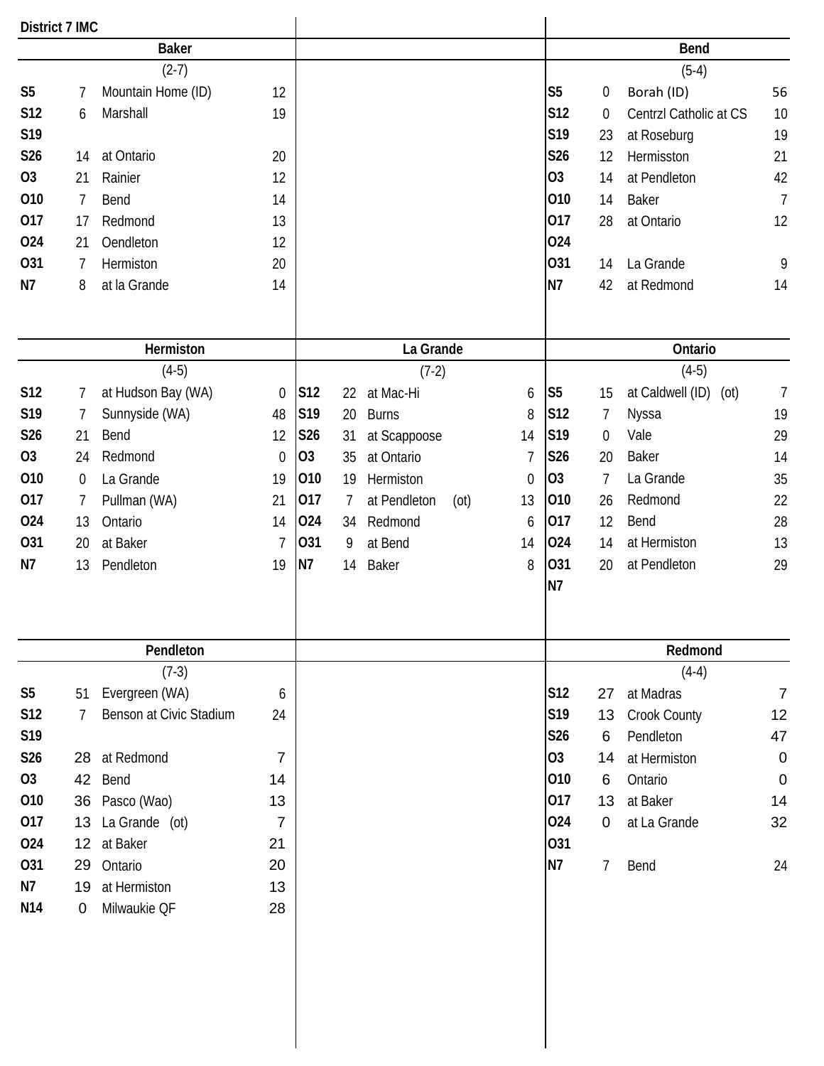**District 7 IMC**

## Baker

(2-7)

| Date | Score | Opponent | Opp |
|---|---|---|---|
| S5 | 7 | Mountain Home (ID) | 12 |
| S12 | 6 | Marshall | 19 |
| S19 | | | |
| S26 | 14 | at Ontario | 20 |
| O3 | 21 | Rainier | 12 |
| O10 | 7 | Bend | 14 |
| O17 | 17 | Redmond | 13 |
| O24 | 21 | Oendleton | 12 |
| O31 | 7 | Hermiston | 20 |
| N7 | 8 | at la Grande | 14 |

## Bend

(5-4)

| Date | Score | Opponent | Opp |
|---|---|---|---|
| S5 | 0 | Borah (ID) | 56 |
| S12 | 0 | Centrzl Catholic at CS | 10 |
| S19 | 23 | at Roseburg | 19 |
| S26 | 12 | Hermisston | 21 |
| O3 | 14 | at Pendleton | 42 |
| O10 | 14 | Baker | 7 |
| O17 | 28 | at Ontario | 12 |
| O24 | | | |
| O31 | 14 | La Grande | 9 |
| N7 | 42 | at Redmond | 14 |

## Hermiston

(4-5)

| Date | Score | Opponent | Opp |
|---|---|---|---|
| S12 | 7 | at Hudson Bay (WA) | 0 |
| S19 | 7 | Sunnyside (WA) | 48 |
| S26 | 21 | Bend | 12 |
| O3 | 24 | Redmond | 0 |
| O10 | 0 | La Grande | 19 |
| O17 | 7 | Pullman (WA) | 21 |
| O24 | 13 | Ontario | 14 |
| O31 | 20 | at Baker | 7 |
| N7 | 13 | Pendleton | 19 |

## La Grande

(7-2)

| Date | Score | Opponent | Opp |
|---|---|---|---|
| S12 | 22 | at Mac-Hi | 6 |
| S19 | 20 | Burns | 8 |
| S26 | 31 | at Scappoose | 14 |
| O3 | 35 | at Ontario | 7 |
| O10 | 19 | Hermiston | 0 |
| O17 | 7 | at Pendleton (ot) | 13 |
| O24 | 34 | Redmond | 6 |
| O31 | 9 | at Bend | 14 |
| N7 | 14 | Baker | 8 |

## Ontario

(4-5)

| Date | Score | Opponent | Opp |
|---|---|---|---|
| S5 | 15 | at Caldwell (ID) (ot) | 7 |
| S12 | 7 | Nyssa | 19 |
| S19 | 0 | Vale | 29 |
| S26 | 20 | Baker | 14 |
| O3 | 7 | La Grande | 35 |
| O10 | 26 | Redmond | 22 |
| O17 | 12 | Bend | 28 |
| O24 | 14 | at Hermiston | 13 |
| O31 | 20 | at Pendleton | 29 |
| N7 | | | |

## Pendleton

(7-3)

| Date | Score | Opponent | Opp |
|---|---|---|---|
| S5 | 51 | Evergreen (WA) | 6 |
| S12 | 7 | Benson at Civic Stadium | 24 |
| S19 | | | |
| S26 | 28 | at Redmond | 7 |
| O3 | 42 | Bend | 14 |
| O10 | 36 | Pasco (Wao) | 13 |
| O17 | 13 | La Grande (ot) | 7 |
| O24 | 12 | at Baker | 21 |
| O31 | 29 | Ontario | 20 |
| N7 | 19 | at Hermiston | 13 |
| N14 | 0 | Milwaukie QF | 28 |

## Redmond

(4-4)

| Date | Score | Opponent | Opp |
|---|---|---|---|
| S12 | 27 | at Madras | 7 |
| S19 | 13 | Crook County | 12 |
| S26 | 6 | Pendleton | 47 |
| O3 | 14 | at Hermiston | 0 |
| O10 | 6 | Ontario | 0 |
| O17 | 13 | at Baker | 14 |
| O24 | 0 | at La Grande | 32 |
| O31 | | | |
| N7 | 7 | Bend | 24 |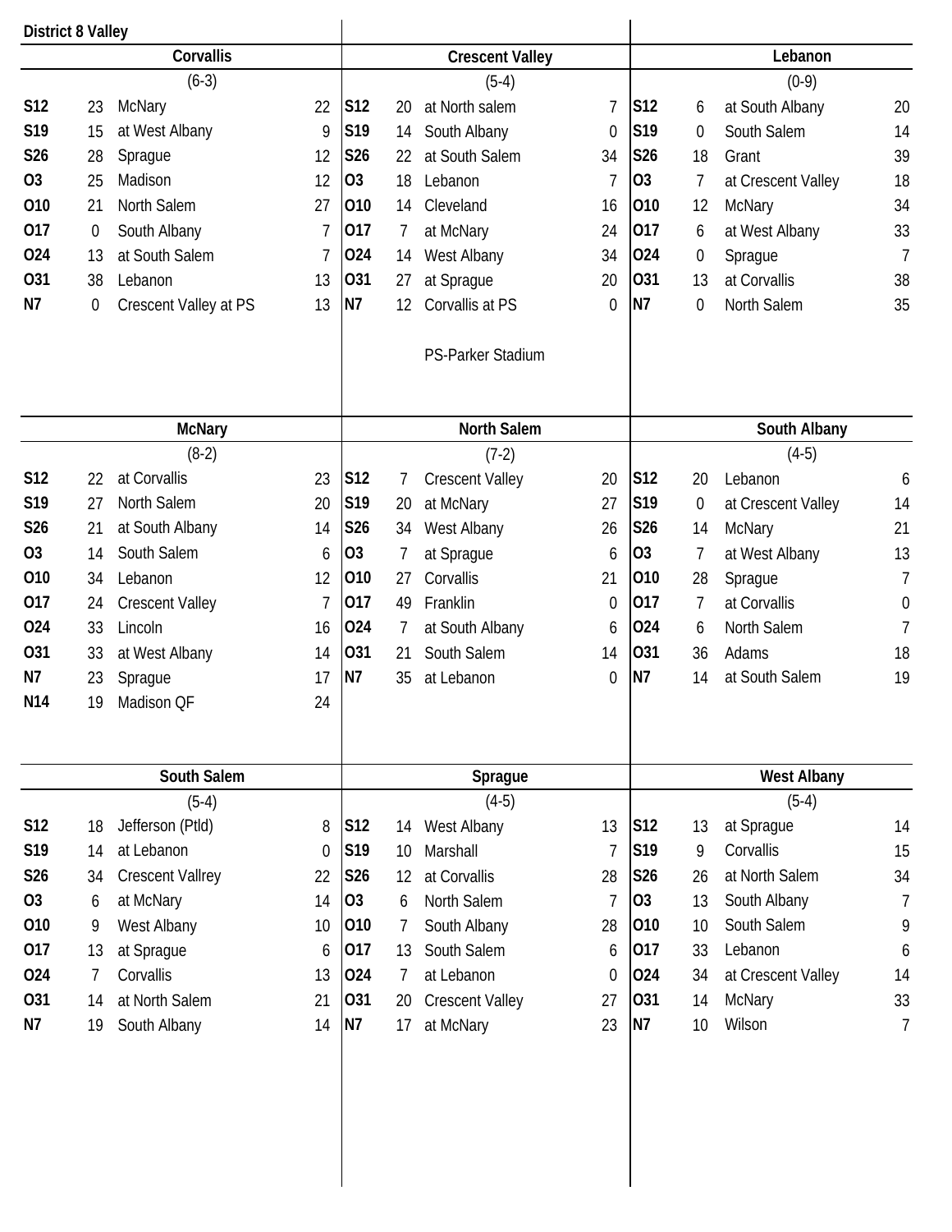## District 8 Valley

### Corvallis

(6-3)

| Date | Score | Opponent | Opp Score |
|---|---|---|---|
| S12 | 23 | McNary | 22 |
| S19 | 15 | at West Albany | 9 |
| S26 | 28 | Sprague | 12 |
| O3 | 25 | Madison | 12 |
| O10 | 21 | North Salem | 27 |
| O17 | 0 | South Albany | 7 |
| O24 | 13 | at South Salem | 7 |
| O31 | 38 | Lebanon | 13 |
| N7 | 0 | Crescent Valley at PS | 13 |

### Crescent Valley

(5-4)

| Date | Score | Opponent | Opp Score |
|---|---|---|---|
| S12 | 20 | at North salem | 7 |
| S19 | 14 | South Albany | 0 |
| S26 | 22 | at South Salem | 34 |
| O3 | 18 | Lebanon | 7 |
| O10 | 14 | Cleveland | 16 |
| O17 | 7 | at McNary | 24 |
| O24 | 14 | West Albany | 34 |
| O31 | 27 | at Sprague | 20 |
| N7 | 12 | Corvallis at PS | 0 |

PS-Parker Stadium

### Lebanon

(0-9)

| Date | Score | Opponent | Opp Score |
|---|---|---|---|
| S12 | 6 | at South Albany | 20 |
| S19 | 0 | South Salem | 14 |
| S26 | 18 | Grant | 39 |
| O3 | 7 | at Crescent Valley | 18 |
| O10 | 12 | McNary | 34 |
| O17 | 6 | at West Albany | 33 |
| O24 | 0 | Sprague | 7 |
| O31 | 13 | at Corvallis | 38 |
| N7 | 0 | North Salem | 35 |

### McNary

(8-2)

| Date | Score | Opponent | Opp Score |
|---|---|---|---|
| S12 | 22 | at Corvallis | 23 |
| S19 | 27 | North Salem | 20 |
| S26 | 21 | at South Albany | 14 |
| O3 | 14 | South Salem | 6 |
| O10 | 34 | Lebanon | 12 |
| O17 | 24 | Crescent Valley | 7 |
| O24 | 33 | Lincoln | 16 |
| O31 | 33 | at West Albany | 14 |
| N7 | 23 | Sprague | 17 |
| N14 | 19 | Madison QF | 24 |

### North Salem

(7-2)

| Date | Score | Opponent | Opp Score |
|---|---|---|---|
| S12 | 7 | Crescent Valley | 20 |
| S19 | 20 | at McNary | 27 |
| S26 | 34 | West Albany | 26 |
| O3 | 7 | at Sprague | 6 |
| O10 | 27 | Corvallis | 21 |
| O17 | 49 | Franklin | 0 |
| O24 | 7 | at South Albany | 6 |
| O31 | 21 | South Salem | 14 |
| N7 | 35 | at Lebanon | 0 |

### South Albany

(4-5)

| Date | Score | Opponent | Opp Score |
|---|---|---|---|
| S12 | 20 | Lebanon | 6 |
| S19 | 0 | at Crescent Valley | 14 |
| S26 | 14 | McNary | 21 |
| O3 | 7 | at West Albany | 13 |
| O10 | 28 | Sprague | 7 |
| O17 | 7 | at Corvallis | 0 |
| O24 | 6 | North Salem | 7 |
| O31 | 36 | Adams | 18 |
| N7 | 14 | at South Salem | 19 |

### South Salem

(5-4)

| Date | Score | Opponent | Opp Score |
|---|---|---|---|
| S12 | 18 | Jefferson (Ptld) | 8 |
| S19 | 14 | at Lebanon | 0 |
| S26 | 34 | Crescent Vallrey | 22 |
| O3 | 6 | at McNary | 14 |
| O10 | 9 | West Albany | 10 |
| O17 | 13 | at Sprague | 6 |
| O24 | 7 | Corvallis | 13 |
| O31 | 14 | at North Salem | 21 |
| N7 | 19 | South Albany | 14 |

### Sprague

(4-5)

| Date | Score | Opponent | Opp Score |
|---|---|---|---|
| S12 | 14 | West Albany | 13 |
| S19 | 10 | Marshall | 7 |
| S26 | 12 | at Corvallis | 28 |
| O3 | 6 | North Salem | 7 |
| O10 | 7 | South Albany | 28 |
| O17 | 13 | South Salem | 6 |
| O24 | 7 | at Lebanon | 0 |
| O31 | 20 | Crescent Valley | 27 |
| N7 | 17 | at McNary | 23 |

### West Albany

(5-4)

| Date | Score | Opponent | Opp Score |
|---|---|---|---|
| S12 | 13 | at Sprague | 14 |
| S19 | 9 | Corvallis | 15 |
| S26 | 26 | at North Salem | 34 |
| O3 | 13 | South Albany | 7 |
| O10 | 10 | South Salem | 9 |
| O17 | 33 | Lebanon | 6 |
| O24 | 34 | at Crescent Valley | 14 |
| O31 | 14 | McNary | 33 |
| N7 | 10 | Wilson | 7 |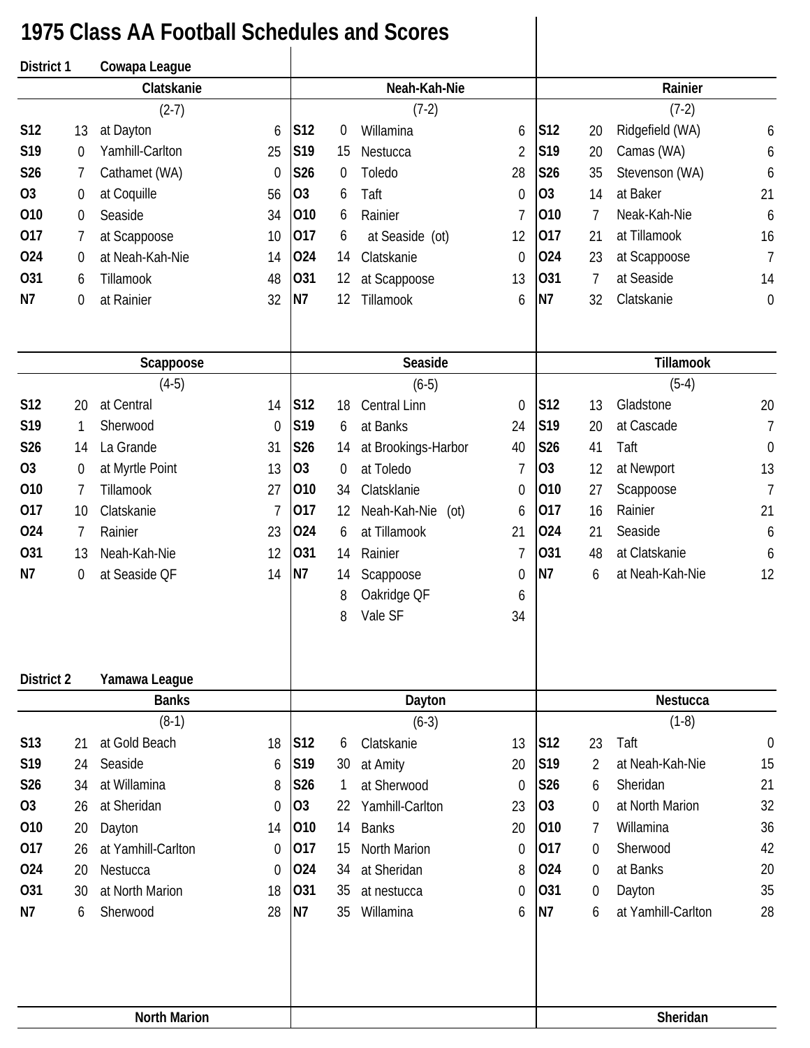# 1975 Class AA Football Schedules and Scores

**District 1 — Cowapa League**

### Clatskanie
(2-7)

| Date | Score | Opponent | Opp |
|---|---|---|---|
| S12 | 13 | at Dayton | 6 |
| S19 | 0 | Yamhill-Carlton | 25 |
| S26 | 7 | Cathamet (WA) | 0 |
| O3 | 0 | at Coquille | 56 |
| O10 | 0 | Seaside | 34 |
| O17 | 7 | at Scappoose | 10 |
| O24 | 0 | at Neah-Kah-Nie | 14 |
| O31 | 6 | Tillamook | 48 |
| N7 | 0 | at Rainier | 32 |

### Neah-Kah-Nie
(7-2)

| Date | Score | Opponent | Opp |
|---|---|---|---|
| S12 | 0 | Willamina | 6 |
| S19 | 15 | Nestucca | 2 |
| S26 | 0 | Toledo | 28 |
| O3 | 6 | Taft | 0 |
| O10 | 6 | Rainier | 7 |
| O17 | 6 | at Seaside (ot) | 12 |
| O24 | 14 | Clatskanie | 0 |
| O31 | 12 | at Scappoose | 13 |
| N7 | 12 | Tillamook | 6 |

### Rainier
(7-2)

| Date | Score | Opponent | Opp |
|---|---|---|---|
| S12 | 20 | Ridgefield (WA) | 6 |
| S19 | 20 | Camas (WA) | 6 |
| S26 | 35 | Stevenson (WA) | 6 |
| O3 | 14 | at Baker | 21 |
| O10 | 7 | Neak-Kah-Nie | 6 |
| O17 | 21 | at Tillamook | 16 |
| O24 | 23 | at Scappoose | 7 |
| O31 | 7 | at Seaside | 14 |
| N7 | 32 | Clatskanie | 0 |

### Scappoose
(4-5)

| Date | Score | Opponent | Opp |
|---|---|---|---|
| S12 | 20 | at Central | 14 |
| S19 | 1 | Sherwood | 0 |
| S26 | 14 | La Grande | 31 |
| O3 | 0 | at Myrtle Point | 13 |
| O10 | 7 | Tillamook | 27 |
| O17 | 10 | Clatskanie | 7 |
| O24 | 7 | Rainier | 23 |
| O31 | 13 | Neah-Kah-Nie | 12 |
| N7 | 0 | at Seaside QF | 14 |

### Seaside
(6-5)

| Date | Score | Opponent | Opp |
|---|---|---|---|
| S12 | 18 | Central Linn | 0 |
| S19 | 6 | at Banks | 24 |
| S26 | 14 | at Brookings-Harbor | 40 |
| O3 | 0 | at Toledo | 7 |
| O10 | 34 | Clatsklanie | 0 |
| O17 | 12 | Neah-Kah-Nie (ot) | 6 |
| O24 | 6 | at Tillamook | 21 |
| O31 | 14 | Rainier | 7 |
| N7 | 14 | Scappoose | 0 |
| | 8 | Oakridge QF | 6 |
| | 8 | Vale SF | 34 |

### Tillamook
(5-4)

| Date | Score | Opponent | Opp |
|---|---|---|---|
| S12 | 13 | Gladstone | 20 |
| S19 | 20 | at Cascade | 7 |
| S26 | 41 | Taft | 0 |
| O3 | 12 | at Newport | 13 |
| O10 | 27 | Scappoose | 7 |
| O17 | 16 | Rainier | 21 |
| O24 | 21 | Seaside | 6 |
| O31 | 48 | at Clatskanie | 6 |
| N7 | 6 | at Neah-Kah-Nie | 12 |

**District 2 — Yamawa League**

### Banks
(8-1)

| Date | Score | Opponent | Opp |
|---|---|---|---|
| S13 | 21 | at Gold Beach | 18 |
| S19 | 24 | Seaside | 6 |
| S26 | 34 | at Willamina | 8 |
| O3 | 26 | at Sheridan | 0 |
| O10 | 20 | Dayton | 14 |
| O17 | 26 | at Yamhill-Carlton | 0 |
| O24 | 20 | Nestucca | 0 |
| O31 | 30 | at North Marion | 18 |
| N7 | 6 | Sherwood | 28 |

### Dayton
(6-3)

| Date | Score | Opponent | Opp |
|---|---|---|---|
| S12 | 6 | Clatskanie | 13 |
| S19 | 30 | at Amity | 20 |
| S26 | 1 | at Sherwood | 0 |
| O3 | 22 | Yamhill-Carlton | 23 |
| O10 | 14 | Banks | 20 |
| O17 | 15 | North Marion | 0 |
| O24 | 34 | at Sheridan | 8 |
| O31 | 35 | at nestucca | 0 |
| N7 | 35 | Willamina | 6 |

### Nestucca
(1-8)

| Date | Score | Opponent | Opp |
|---|---|---|---|
| S12 | 23 | Taft | 0 |
| S19 | 2 | at Neah-Kah-Nie | 15 |
| S26 | 6 | Sheridan | 21 |
| O3 | 0 | at North Marion | 32 |
| O10 | 7 | Willamina | 36 |
| O17 | 0 | Sherwood | 42 |
| O24 | 0 | at Banks | 20 |
| O31 | 0 | Dayton | 35 |
| N7 | 6 | at Yamhill-Carlton | 28 |

### North Marion

### Sheridan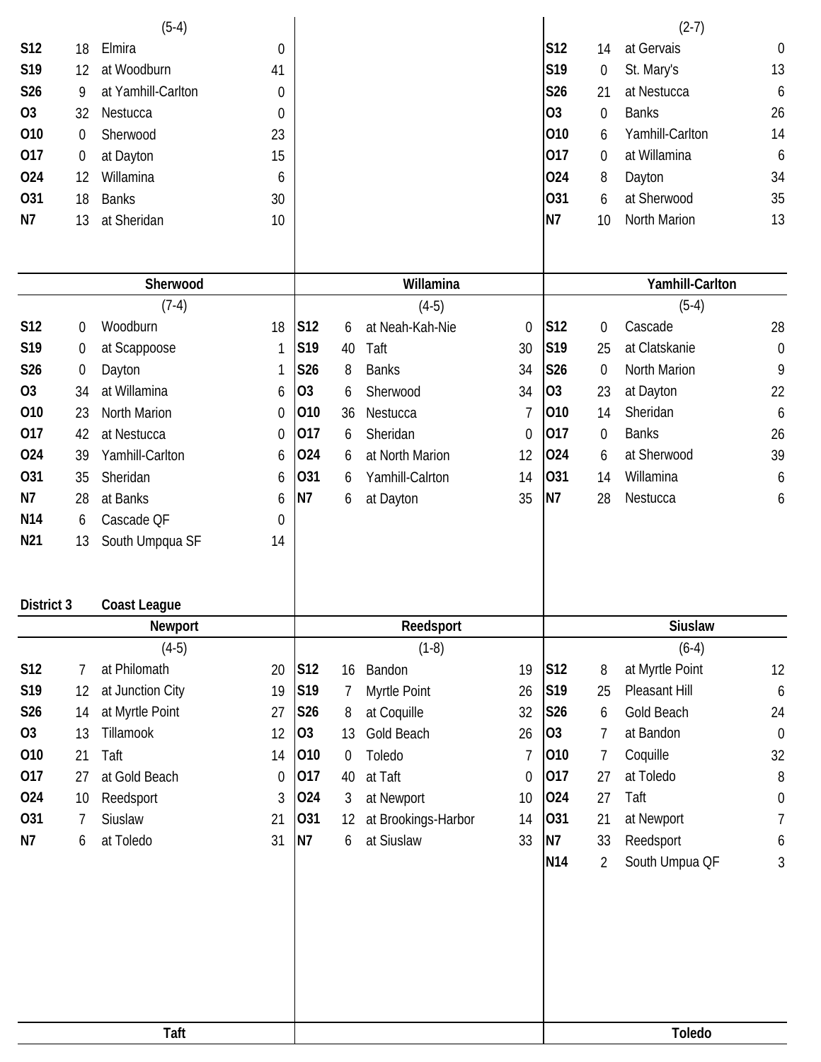(5-4)

| | | | |
|---|---|---|---|
| S12 | 18 | Elmira | 0 |
| S19 | 12 | at Woodburn | 41 |
| S26 | 9 | at Yamhill-Carlton | 0 |
| O3 | 32 | Nestucca | 0 |
| O10 | 0 | Sherwood | 23 |
| O17 | 0 | at Dayton | 15 |
| O24 | 12 | Willamina | 6 |
| O31 | 18 | Banks | 30 |
| N7 | 13 | at Sheridan | 10 |

(2-7)

| | | | |
|---|---|---|---|
| S12 | 14 | at Gervais | 0 |
| S19 | 0 | St. Mary's | 13 |
| S26 | 21 | at Nestucca | 6 |
| O3 | 0 | Banks | 26 |
| O10 | 6 | Yamhill-Carlton | 14 |
| O17 | 0 | at Willamina | 6 |
| O24 | 8 | Dayton | 34 |
| O31 | 6 | at Sherwood | 35 |
| N7 | 10 | North Marion | 13 |

## Sherwood

(7-4)

| | | | |
|---|---|---|---|
| S12 | 0 | Woodburn | 18 |
| S19 | 0 | at Scappoose | 1 |
| S26 | 0 | Dayton | 1 |
| O3 | 34 | at Willamina | 6 |
| O10 | 23 | North Marion | 0 |
| O17 | 42 | at Nestucca | 0 |
| O24 | 39 | Yamhill-Carlton | 6 |
| O31 | 35 | Sheridan | 6 |
| N7 | 28 | at Banks | 6 |
| N14 | 6 | Cascade QF | 0 |
| N21 | 13 | South Umpqua SF | 14 |

## Willamina

(4-5)

| | | | |
|---|---|---|---|
| S12 | 6 | at Neah-Kah-Nie | 0 |
| S19 | 40 | Taft | 30 |
| S26 | 8 | Banks | 34 |
| O3 | 6 | Sherwood | 34 |
| O10 | 36 | Nestucca | 7 |
| O17 | 6 | Sheridan | 0 |
| O24 | 6 | at North Marion | 12 |
| O31 | 6 | Yamhill-Calrton | 14 |
| N7 | 6 | at Dayton | 35 |

## Yamhill-Carlton

(5-4)

| | | | |
|---|---|---|---|
| S12 | 0 | Cascade | 28 |
| S19 | 25 | at Clatskanie | 0 |
| S26 | 0 | North Marion | 9 |
| O3 | 23 | at Dayton | 22 |
| O10 | 14 | Sheridan | 6 |
| O17 | 0 | Banks | 26 |
| O24 | 6 | at Sherwood | 39 |
| O31 | 14 | Willamina | 6 |
| N7 | 28 | Nestucca | 6 |

**District 3** **Coast League**

## Newport

(4-5)

| | | | |
|---|---|---|---|
| S12 | 7 | at Philomath | 20 |
| S19 | 12 | at Junction City | 19 |
| S26 | 14 | at Myrtle Point | 27 |
| O3 | 13 | Tillamook | 12 |
| O10 | 21 | Taft | 14 |
| O17 | 27 | at Gold Beach | 0 |
| O24 | 10 | Reedsport | 3 |
| O31 | 7 | Siuslaw | 21 |
| N7 | 6 | at Toledo | 31 |

## Reedsport

(1-8)

| | | | |
|---|---|---|---|
| S12 | 16 | Bandon | 19 |
| S19 | 7 | Myrtle Point | 26 |
| S26 | 8 | at Coquille | 32 |
| O3 | 13 | Gold Beach | 26 |
| O10 | 0 | Toledo | 7 |
| O17 | 40 | at Taft | 0 |
| O24 | 3 | at Newport | 10 |
| O31 | 12 | at Brookings-Harbor | 14 |
| N7 | 6 | at Siuslaw | 33 |

## Siuslaw

(6-4)

| | | | |
|---|---|---|---|
| S12 | 8 | at Myrtle Point | 12 |
| S19 | 25 | Pleasant Hill | 6 |
| S26 | 6 | Gold Beach | 24 |
| O3 | 7 | at Bandon | 0 |
| O10 | 7 | Coquille | 32 |
| O17 | 27 | at Toledo | 8 |
| O24 | 27 | Taft | 0 |
| O31 | 21 | at Newport | 7 |
| N7 | 33 | Reedsport | 6 |
| N14 | 2 | South Umpua QF | 3 |

## Taft

## Toledo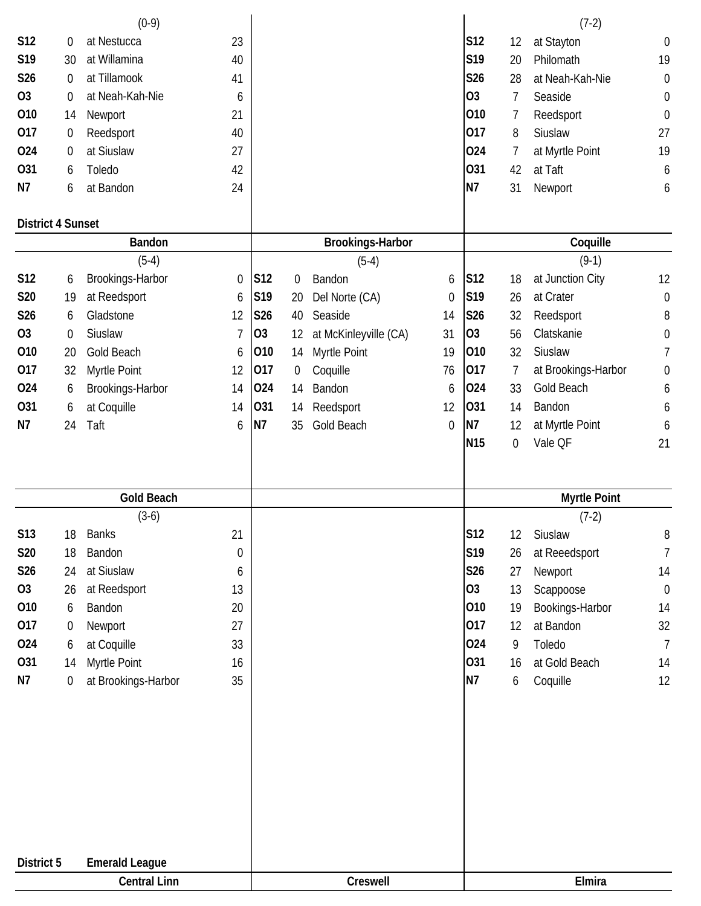| (0-9) | | | |
|---|---|---|---|
| S12 | 0 | at Nestucca | 23 |
| S19 | 30 | at Willamina | 40 |
| S26 | 0 | at Tillamook | 41 |
| O3 | 0 | at Neah-Kah-Nie | 6 |
| O10 | 14 | Newport | 21 |
| O17 | 0 | Reedsport | 40 |
| O24 | 0 | at Siuslaw | 27 |
| O31 | 6 | Toledo | 42 |
| N7 | 6 | at Bandon | 24 |

| (7-2) | | | |
|---|---|---|---|
| S12 | 12 | at Stayton | 0 |
| S19 | 20 | Philomath | 19 |
| S26 | 28 | at Neah-Kah-Nie | 0 |
| O3 | 7 | Seaside | 0 |
| O10 | 7 | Reedsport | 0 |
| O17 | 8 | Siuslaw | 27 |
| O24 | 7 | at Myrtle Point | 19 |
| O31 | 42 | at Taft | 6 |
| N7 | 31 | Newport | 6 |

## District 4 Sunset

### Bandon

| (5-4) | | | |
|---|---|---|---|
| S12 | 6 | Brookings-Harbor | 0 |
| S20 | 19 | at Reedsport | 6 |
| S26 | 6 | Gladstone | 12 |
| O3 | 0 | Siuslaw | 7 |
| O10 | 20 | Gold Beach | 6 |
| O17 | 32 | Myrtle Point | 12 |
| O24 | 6 | Brookings-Harbor | 14 |
| O31 | 6 | at Coquille | 14 |
| N7 | 24 | Taft | 6 |

### Brookings-Harbor

| (5-4) | | | |
|---|---|---|---|
| S12 | 0 | Bandon | 6 |
| S19 | 20 | Del Norte (CA) | 0 |
| S26 | 40 | Seaside | 14 |
| O3 | 12 | at McKinleyville (CA) | 31 |
| O10 | 14 | Myrtle Point | 19 |
| O17 | 0 | Coquille | 76 |
| O24 | 14 | Bandon | 6 |
| O31 | 14 | Reedsport | 12 |
| N7 | 35 | Gold Beach | 0 |

### Coquille

| (9-1) | | | |
|---|---|---|---|
| S12 | 18 | at Junction City | 12 |
| S19 | 26 | at Crater | 0 |
| S26 | 32 | Reedsport | 8 |
| O3 | 56 | Clatskanie | 0 |
| O10 | 32 | Siuslaw | 7 |
| O17 | 7 | at Brookings-Harbor | 0 |
| O24 | 33 | Gold Beach | 6 |
| O31 | 14 | Bandon | 6 |
| N7 | 12 | at Myrtle Point | 6 |
| N15 | 0 | Vale QF | 21 |

### Gold Beach

| (3-6) | | | |
|---|---|---|---|
| S13 | 18 | Banks | 21 |
| S20 | 18 | Bandon | 0 |
| S26 | 24 | at Siuslaw | 6 |
| O3 | 26 | at Reedsport | 13 |
| O10 | 6 | Bandon | 20 |
| O17 | 0 | Newport | 27 |
| O24 | 6 | at Coquille | 33 |
| O31 | 14 | Myrtle Point | 16 |
| N7 | 0 | at Brookings-Harbor | 35 |

### Myrtle Point

| (7-2) | | | |
|---|---|---|---|
| S12 | 12 | Siuslaw | 8 |
| S19 | 26 | at Reeedsport | 7 |
| S26 | 27 | Newport | 14 |
| O3 | 13 | Scappoose | 0 |
| O10 | 19 | Bookings-Harbor | 14 |
| O17 | 12 | at Bandon | 32 |
| O24 | 9 | Toledo | 7 |
| O31 | 16 | at Gold Beach | 14 |
| N7 | 6 | Coquille | 12 |

## District 5 Emerald League

### Central Linn

### Creswell

### Elmira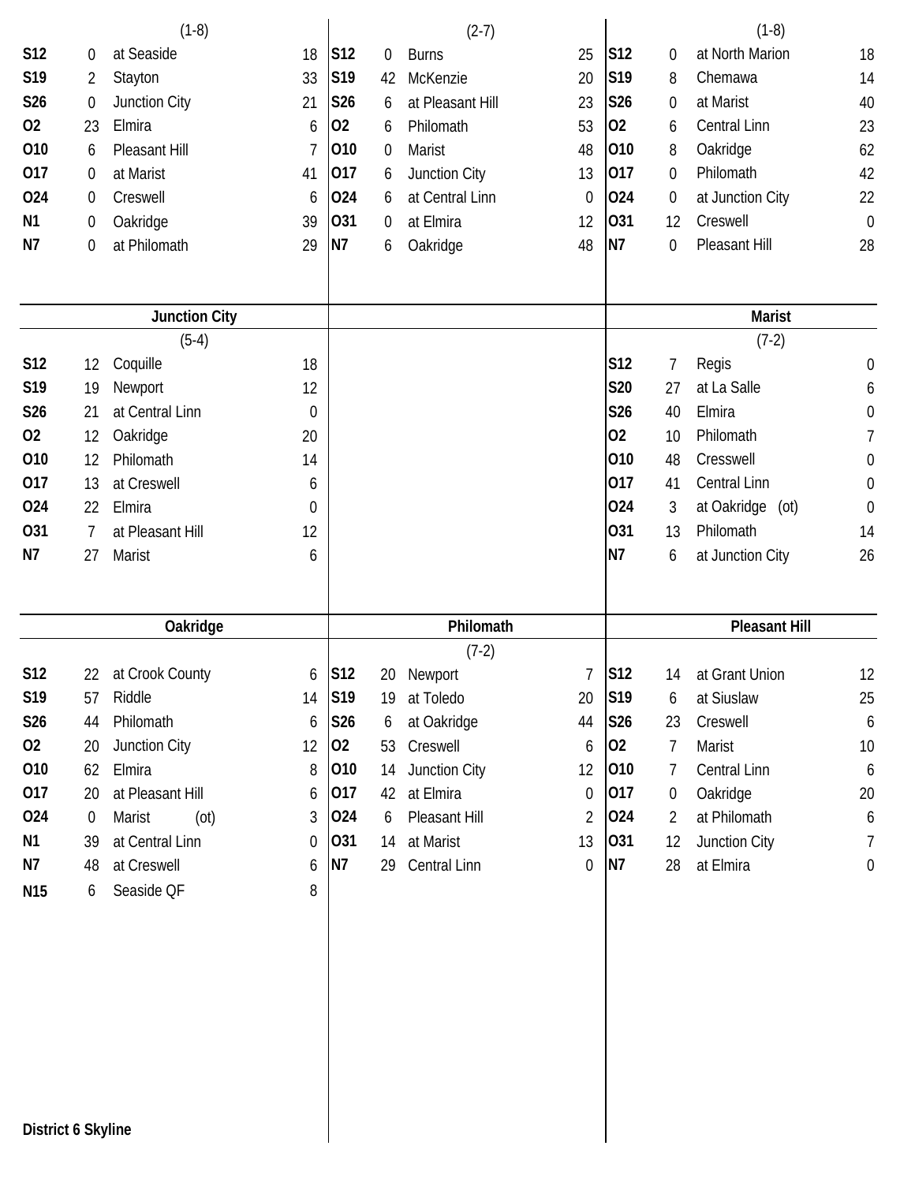(1-8)

| Date | Score | Opponent | Opp |
|---|---|---|---|
| S12 | 0 | at Seaside | 18 |
| S19 | 2 | Stayton | 33 |
| S26 | 0 | Junction City | 21 |
| O2 | 23 | Elmira | 6 |
| O10 | 6 | Pleasant Hill | 7 |
| O17 | 0 | at Marist | 41 |
| O24 | 0 | Creswell | 6 |
| N1 | 0 | Oakridge | 39 |
| N7 | 0 | at Philomath | 29 |

(2-7)

| Date | Score | Opponent | Opp |
|---|---|---|---|
| S12 | 0 | Burns | 25 |
| S19 | 42 | McKenzie | 20 |
| S26 | 6 | at Pleasant Hill | 23 |
| O2 | 6 | Philomath | 53 |
| O10 | 0 | Marist | 48 |
| O17 | 6 | Junction City | 13 |
| O24 | 6 | at Central Linn | 0 |
| O31 | 0 | at Elmira | 12 |
| N7 | 6 | Oakridge | 48 |

(1-8)

| Date | Score | Opponent | Opp |
|---|---|---|---|
| S12 | 0 | at North Marion | 18 |
| S19 | 8 | Chemawa | 14 |
| S26 | 0 | at Marist | 40 |
| O2 | 6 | Central Linn | 23 |
| O10 | 8 | Oakridge | 62 |
| O17 | 0 | Philomath | 42 |
| O24 | 0 | at Junction City | 22 |
| O31 | 12 | Creswell | 0 |
| N7 | 0 | Pleasant Hill | 28 |

## Junction City

(5-4)

| Date | Score | Opponent | Opp |
|---|---|---|---|
| S12 | 12 | Coquille | 18 |
| S19 | 19 | Newport | 12 |
| S26 | 21 | at Central Linn | 0 |
| O2 | 12 | Oakridge | 20 |
| O10 | 12 | Philomath | 14 |
| O17 | 13 | at Creswell | 6 |
| O24 | 22 | Elmira | 0 |
| O31 | 7 | at Pleasant Hill | 12 |
| N7 | 27 | Marist | 6 |

## Marist

(7-2)

| Date | Score | Opponent | Opp |
|---|---|---|---|
| S12 | 7 | Regis | 0 |
| S20 | 27 | at La Salle | 6 |
| S26 | 40 | Elmira | 0 |
| O2 | 10 | Philomath | 7 |
| O10 | 48 | Cresswell | 0 |
| O17 | 41 | Central Linn | 0 |
| O24 | 3 | at Oakridge (ot) | 0 |
| O31 | 13 | Philomath | 14 |
| N7 | 6 | at Junction City | 26 |

## Oakridge

| Date | Score | Opponent | Opp |
|---|---|---|---|
| S12 | 22 | at Crook County | 6 |
| S19 | 57 | Riddle | 14 |
| S26 | 44 | Philomath | 6 |
| O2 | 20 | Junction City | 12 |
| O10 | 62 | Elmira | 8 |
| O17 | 20 | at Pleasant Hill | 6 |
| O24 | 0 | Marist (ot) | 3 |
| N1 | 39 | at Central Linn | 0 |
| N7 | 48 | at Creswell | 6 |
| N15 | 6 | Seaside QF | 8 |

## Philomath

(7-2)

| Date | Score | Opponent | Opp |
|---|---|---|---|
| S12 | 20 | Newport | 7 |
| S19 | 19 | at Toledo | 20 |
| S26 | 6 | at Oakridge | 44 |
| O2 | 53 | Creswell | 6 |
| O10 | 14 | Junction City | 12 |
| O17 | 42 | at Elmira | 0 |
| O24 | 6 | Pleasant Hill | 2 |
| O31 | 14 | at Marist | 13 |
| N7 | 29 | Central Linn | 0 |

## Pleasant Hill

| Date | Score | Opponent | Opp |
|---|---|---|---|
| S12 | 14 | at Grant Union | 12 |
| S19 | 6 | at Siuslaw | 25 |
| S26 | 23 | Creswell | 6 |
| O2 | 7 | Marist | 10 |
| O10 | 7 | Central Linn | 6 |
| O17 | 0 | Oakridge | 20 |
| O24 | 2 | at Philomath | 6 |
| O31 | 12 | Junction City | 7 |
| N7 | 28 | at Elmira | 0 |

**District 6 Skyline**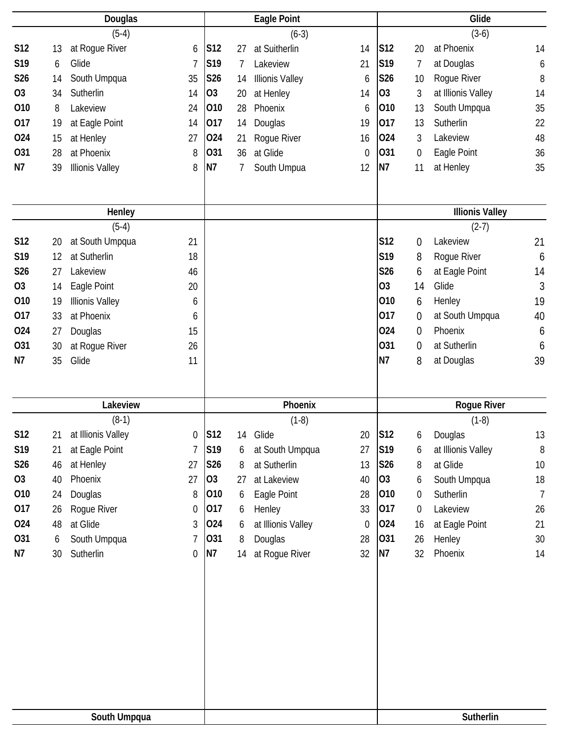## Douglas

(5-4)

| Date | Score | Opponent | Opp. Score |
|---|---|---|---|
| S12 | 13 | at Rogue River | 6 |
| S19 | 6 | Glide | 7 |
| S26 | 14 | South Umpqua | 35 |
| O3 | 34 | Sutherlin | 14 |
| O10 | 8 | Lakeview | 24 |
| O17 | 19 | at Eagle Point | 14 |
| O24 | 15 | at Henley | 27 |
| O31 | 28 | at Phoenix | 8 |
| N7 | 39 | Illionis Valley | 8 |

## Eagle Point

(6-3)

| Date | Score | Opponent | Opp. Score |
|---|---|---|---|
| S12 | 27 | at Suitherlin | 14 |
| S19 | 7 | Lakeview | 21 |
| S26 | 14 | Illinois Valley | 6 |
| O3 | 20 | at Henley | 14 |
| O10 | 28 | Phoenix | 6 |
| O17 | 14 | Douglas | 19 |
| O24 | 21 | Rogue River | 16 |
| O31 | 36 | at Glide | 0 |
| N7 | 7 | South Umpua | 12 |

## Glide

(3-6)

| Date | Score | Opponent | Opp. Score |
|---|---|---|---|
| S12 | 20 | at Phoenix | 14 |
| S19 | 7 | at Douglas | 6 |
| S26 | 10 | Rogue River | 8 |
| O3 | 3 | at Illionis Valley | 14 |
| O10 | 13 | South Umpqua | 35 |
| O17 | 13 | Sutherlin | 22 |
| O24 | 3 | Lakeview | 48 |
| O31 | 0 | Eagle Point | 36 |
| N7 | 11 | at Henley | 35 |

## Henley

(5-4)

| Date | Score | Opponent | Opp. Score |
|---|---|---|---|
| S12 | 20 | at South Umpqua | 21 |
| S19 | 12 | at Sutherlin | 18 |
| S26 | 27 | Lakeview | 46 |
| O3 | 14 | Eagle Point | 20 |
| O10 | 19 | Illionis Valley | 6 |
| O17 | 33 | at Phoenix | 6 |
| O24 | 27 | Douglas | 15 |
| O31 | 30 | at Rogue River | 26 |
| N7 | 35 | Glide | 11 |

## Illionis Valley

(2-7)

| Date | Score | Opponent | Opp. Score |
|---|---|---|---|
| S12 | 0 | Lakeview | 21 |
| S19 | 8 | Rogue River | 6 |
| S26 | 6 | at Eagle Point | 14 |
| O3 | 14 | Glide | 3 |
| O10 | 6 | Henley | 19 |
| O17 | 0 | at South Umpqua | 40 |
| O24 | 0 | Phoenix | 6 |
| O31 | 0 | at Sutherlin | 6 |
| N7 | 8 | at Douglas | 39 |

## Lakeview

(8-1)

| Date | Score | Opponent | Opp. Score |
|---|---|---|---|
| S12 | 21 | at Illionis Valley | 0 |
| S19 | 21 | at Eagle Point | 7 |
| S26 | 46 | at Henley | 27 |
| O3 | 40 | Phoenix | 27 |
| O10 | 24 | Douglas | 8 |
| O17 | 26 | Rogue River | 0 |
| O24 | 48 | at Glide | 3 |
| O31 | 6 | South Umpqua | 7 |
| N7 | 30 | Sutherlin | 0 |

## Phoenix

(1-8)

| Date | Score | Opponent | Opp. Score |
|---|---|---|---|
| S12 | 14 | Glide | 20 |
| S19 | 6 | at South Umpqua | 27 |
| S26 | 8 | at Sutherlin | 13 |
| O3 | 27 | at Lakeview | 40 |
| O10 | 6 | Eagle Point | 28 |
| O17 | 6 | Henley | 33 |
| O24 | 6 | at Illionis Valley | 0 |
| O31 | 8 | Douglas | 28 |
| N7 | 14 | at Rogue River | 32 |

## Rogue River

(1-8)

| Date | Score | Opponent | Opp. Score |
|---|---|---|---|
| S12 | 6 | Douglas | 13 |
| S19 | 6 | at Illionis Valley | 8 |
| S26 | 8 | at Glide | 10 |
| O3 | 6 | South Umpqua | 18 |
| O10 | 0 | Sutherlin | 7 |
| O17 | 0 | Lakeview | 26 |
| O24 | 16 | at Eagle Point | 21 |
| O31 | 26 | Henley | 30 |
| N7 | 32 | Phoenix | 14 |

## South Umpqua

## Sutherlin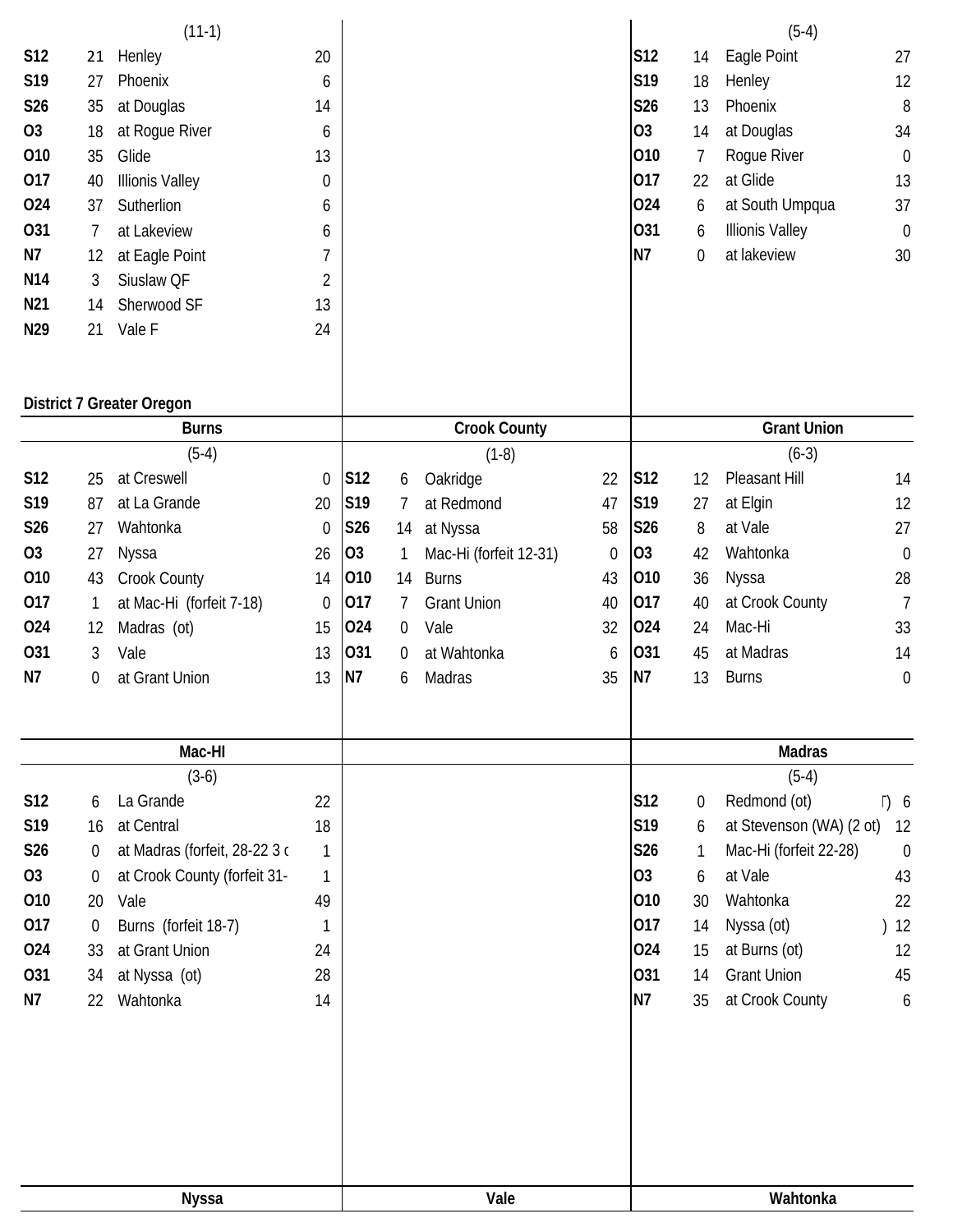| | | (11-1) | |
|---|---|---|---|
| S12 | 21 | Henley | 20 |
| S19 | 27 | Phoenix | 6 |
| S26 | 35 | at Douglas | 14 |
| O3 | 18 | at Rogue River | 6 |
| O10 | 35 | Glide | 13 |
| O17 | 40 | Illionis Valley | 0 |
| O24 | 37 | Sutherlion | 6 |
| O31 | 7 | at Lakeview | 6 |
| N7 | 12 | at Eagle Point | 7 |
| N14 | 3 | Siuslaw QF | 2 |
| N21 | 14 | Sherwood SF | 13 |
| N29 | 21 | Vale F | 24 |

| | | (5-4) | |
|---|---|---|---|
| S12 | 14 | Eagle Point | 27 |
| S19 | 18 | Henley | 12 |
| S26 | 13 | Phoenix | 8 |
| O3 | 14 | at Douglas | 34 |
| O10 | 7 | Rogue River | 0 |
| O17 | 22 | at Glide | 13 |
| O24 | 6 | at South Umpqua | 37 |
| O31 | 6 | Illionis Valley | 0 |
| N7 | 0 | at lakeview | 30 |

**District 7 Greater Oregon**

**Burns**

| | | (5-4) | |
|---|---|---|---|
| S12 | 25 | at Creswell | 0 |
| S19 | 87 | at La Grande | 20 |
| S26 | 27 | Wahtonka | 0 |
| O3 | 27 | Nyssa | 26 |
| O10 | 43 | Crook County | 14 |
| O17 | 1 | at Mac-Hi (forfeit 7-18) | 0 |
| O24 | 12 | Madras (ot) | 15 |
| O31 | 3 | Vale | 13 |
| N7 | 0 | at Grant Union | 13 |

**Crook County**

| | | (1-8) | |
|---|---|---|---|
| S12 | 6 | Oakridge | 22 |
| S19 | 7 | at Redmond | 47 |
| S26 | 14 | at Nyssa | 58 |
| O3 | 1 | Mac-Hi (forfeit 12-31) | 0 |
| O10 | 14 | Burns | 43 |
| O17 | 7 | Grant Union | 40 |
| O24 | 0 | Vale | 32 |
| O31 | 0 | at Wahtonka | 6 |
| N7 | 6 | Madras | 35 |

**Grant Union**

| | | (6-3) | |
|---|---|---|---|
| S12 | 12 | Pleasant Hill | 14 |
| S19 | 27 | at Elgin | 12 |
| S26 | 8 | at Vale | 27 |
| O3 | 42 | Wahtonka | 0 |
| O10 | 36 | Nyssa | 28 |
| O17 | 40 | at Crook County | 7 |
| O24 | 24 | Mac-Hi | 33 |
| O31 | 45 | at Madras | 14 |
| N7 | 13 | Burns | 0 |

**Mac-HI**

| | | (3-6) | |
|---|---|---|---|
| S12 | 6 | La Grande | 22 |
| S19 | 16 | at Central | 18 |
| S26 | 0 | at Madras (forfeit, 28-22 3 c | 1 |
| O3 | 0 | at Crook County (forfeit 31- | 1 |
| O10 | 20 | Vale | 49 |
| O17 | 0 | Burns (forfeit 18-7) | 1 |
| O24 | 33 | at Grant Union | 24 |
| O31 | 34 | at Nyssa (ot) | 28 |
| N7 | 22 | Wahtonka | 14 |

**Madras**

| | | (5-4) | |
|---|---|---|---|
| S12 | 0 | Redmond (ot) | 6 |
| S19 | 6 | at Stevenson (WA) (2 ot) | 12 |
| S26 | 1 | Mac-Hi (forfeit 22-28) | 0 |
| O3 | 6 | at Vale | 43 |
| O10 | 30 | Wahtonka | 22 |
| O17 | 14 | Nyssa (ot) | 12 |
| O24 | 15 | at Burns (ot) | 12 |
| O31 | 14 | Grant Union | 45 |
| N7 | 35 | at Crook County | 6 |

**Nyssa**

**Vale**

**Wahtonka**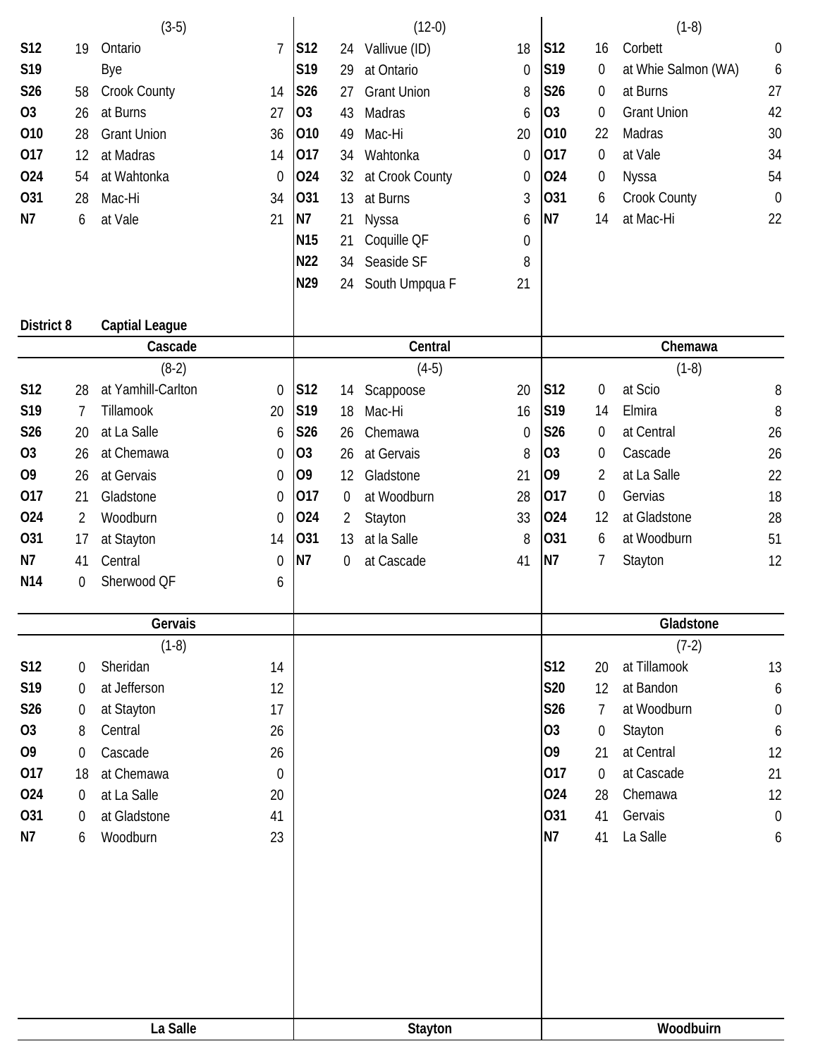| | | (3-5) | |
|---|---|---|---|
| S12 | 19 | Ontario | 7 |
| S19 | | Bye | |
| S26 | 58 | Crook County | 14 |
| O3 | 26 | at Burns | 27 |
| O10 | 28 | Grant Union | 36 |
| O17 | 12 | at Madras | 14 |
| O24 | 54 | at Wahtonka | 0 |
| O31 | 28 | Mac-Hi | 34 |
| N7 | 6 | at Vale | 21 |

| | | (12-0) | |
|---|---|---|---|
| S12 | 24 | Vallivue (ID) | 18 |
| S19 | 29 | at Ontario | 0 |
| S26 | 27 | Grant Union | 8 |
| O3 | 43 | Madras | 6 |
| O10 | 49 | Mac-Hi | 20 |
| O17 | 34 | Wahtonka | 0 |
| O24 | 32 | at Crook County | 0 |
| O31 | 13 | at Burns | 3 |
| N7 | 21 | Nyssa | 6 |
| N15 | 21 | Coquille QF | 0 |
| N22 | 34 | Seaside SF | 8 |
| N29 | 24 | South Umpqua F | 21 |

| | | (1-8) | |
|---|---|---|---|
| S12 | 16 | Corbett | 0 |
| S19 | 0 | at Whie Salmon (WA) | 6 |
| S26 | 0 | at Burns | 27 |
| O3 | 0 | Grant Union | 42 |
| O10 | 22 | Madras | 30 |
| O17 | 0 | at Vale | 34 |
| O24 | 0 | Nyssa | 54 |
| O31 | 6 | Crook County | 0 |
| N7 | 14 | at Mac-Hi | 22 |

**District 8** **Captial League**

## Cascade

| | | (8-2) | |
|---|---|---|---|
| S12 | 28 | at Yamhill-Carlton | 0 |
| S19 | 7 | Tillamook | 20 |
| S26 | 20 | at La Salle | 6 |
| O3 | 26 | at Chemawa | 0 |
| O9 | 26 | at Gervais | 0 |
| O17 | 21 | Gladstone | 0 |
| O24 | 2 | Woodburn | 0 |
| O31 | 17 | at Stayton | 14 |
| N7 | 41 | Central | 0 |
| N14 | 0 | Sherwood QF | 6 |

## Central

| | | (4-5) | |
|---|---|---|---|
| S12 | 14 | Scappoose | 20 |
| S19 | 18 | Mac-Hi | 16 |
| S26 | 26 | Chemawa | 0 |
| O3 | 26 | at Gervais | 8 |
| O9 | 12 | Gladstone | 21 |
| O17 | 0 | at Woodburn | 28 |
| O24 | 2 | Stayton | 33 |
| O31 | 13 | at la Salle | 8 |
| N7 | 0 | at Cascade | 41 |

## Chemawa

| | | (1-8) | |
|---|---|---|---|
| S12 | 0 | at Scio | 8 |
| S19 | 14 | Elmira | 8 |
| S26 | 0 | at Central | 26 |
| O3 | 0 | Cascade | 26 |
| O9 | 2 | at La Salle | 22 |
| O17 | 0 | Gervias | 18 |
| O24 | 12 | at Gladstone | 28 |
| O31 | 6 | at Woodburn | 51 |
| N7 | 7 | Stayton | 12 |

## Gervais

| | | (1-8) | |
|---|---|---|---|
| S12 | 0 | Sheridan | 14 |
| S19 | 0 | at Jefferson | 12 |
| S26 | 0 | at Stayton | 17 |
| O3 | 8 | Central | 26 |
| O9 | 0 | Cascade | 26 |
| O17 | 18 | at Chemawa | 0 |
| O24 | 0 | at La Salle | 20 |
| O31 | 0 | at Gladstone | 41 |
| N7 | 6 | Woodburn | 23 |

## Gladstone

| | | (7-2) | |
|---|---|---|---|
| S12 | 20 | at Tillamook | 13 |
| S20 | 12 | at Bandon | 6 |
| S26 | 7 | at Woodburn | 0 |
| O3 | 0 | Stayton | 6 |
| O9 | 21 | at Central | 12 |
| O17 | 0 | at Cascade | 21 |
| O24 | 28 | Chemawa | 12 |
| O31 | 41 | Gervais | 0 |
| N7 | 41 | La Salle | 6 |

## La Salle

## Stayton

## Woodbuirn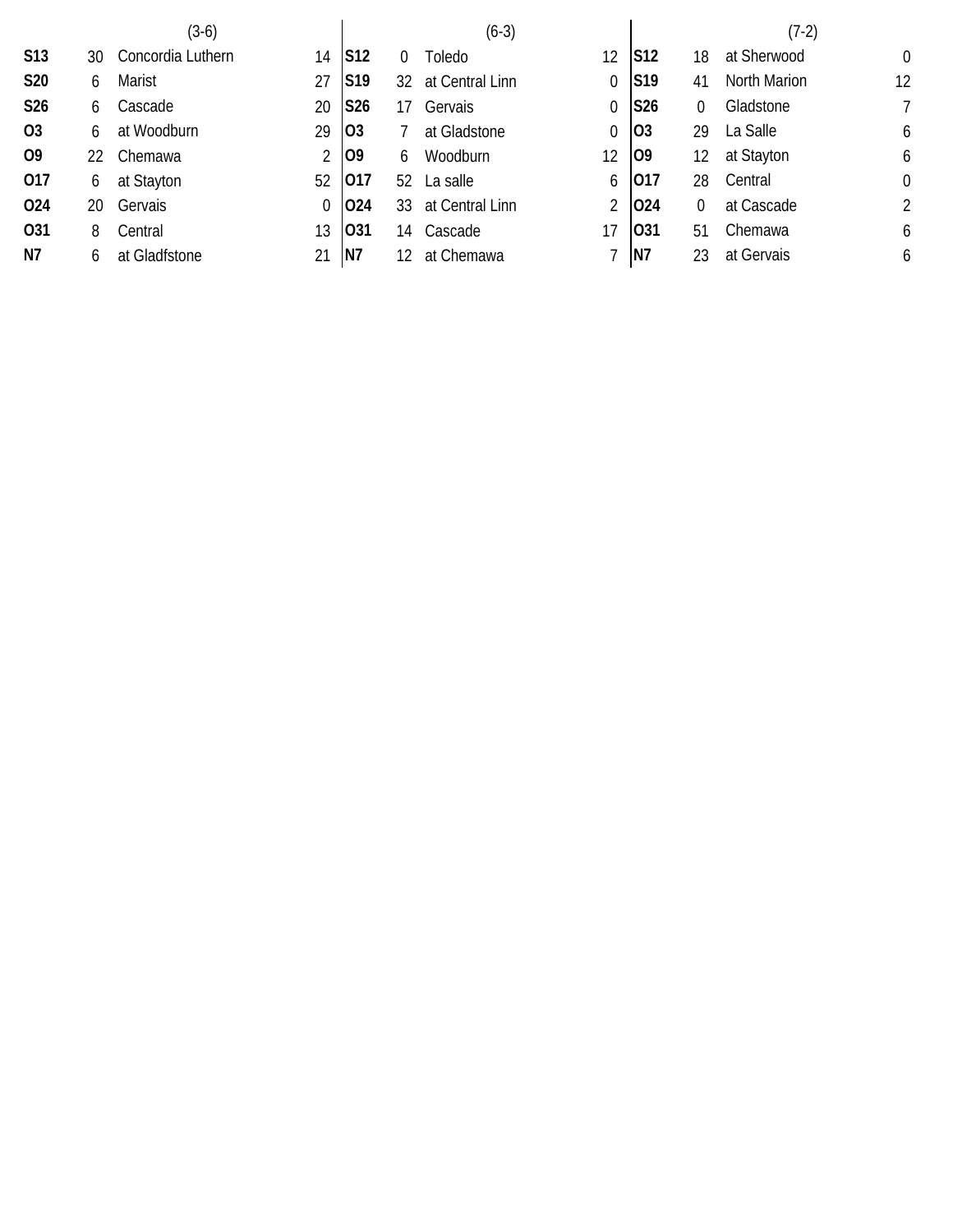| | | (3-6) | | | | (6-3) | | | | (7-2) | |
|---|---|---|---|---|---|---|---|---|---|---|---|
| **S13** | 30 | Concordia Luthern | 14 | **S12** | 0 | Toledo | 12 | **S12** | 18 | at Sherwood | 0 |
| **S20** | 6 | Marist | 27 | **S19** | 32 | at Central Linn | 0 | **S19** | 41 | North Marion | 12 |
| **S26** | 6 | Cascade | 20 | **S26** | 17 | Gervais | 0 | **S26** | 0 | Gladstone | 7 |
| **O3** | 6 | at Woodburn | 29 | **O3** | 7 | at Gladstone | 0 | **O3** | 29 | La Salle | 6 |
| **O9** | 22 | Chemawa | 2 | **O9** | 6 | Woodburn | 12 | **O9** | 12 | at Stayton | 6 |
| **O17** | 6 | at Stayton | 52 | **O17** | 52 | La salle | 6 | **O17** | 28 | Central | 0 |
| **O24** | 20 | Gervais | 0 | **O24** | 33 | at Central Linn | 2 | **O24** | 0 | at Cascade | 2 |
| **O31** | 8 | Central | 13 | **O31** | 14 | Cascade | 17 | **O31** | 51 | Chemawa | 6 |
| **N7** | 6 | at Gladfstone | 21 | **N7** | 12 | at Chemawa | 7 | **N7** | 23 | at Gervais | 6 |